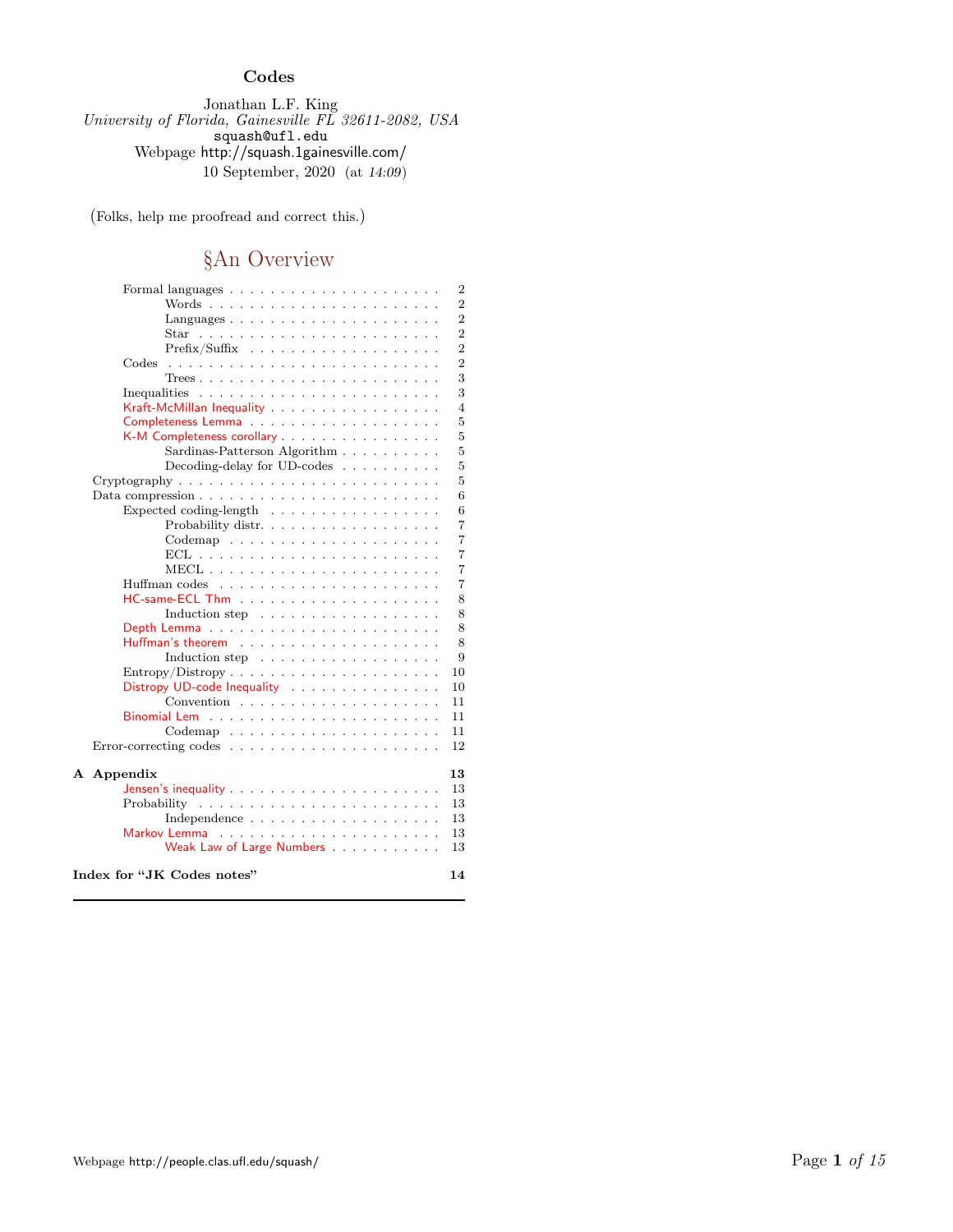# Codes

Jonathan L.F. King
*University of Florida, Gainesville FL 32611-2082, USA*
squash@ufl.edu
Webpage http://squash.1gainesville.com/
10 September, 2020 (at *14:09*)

(Folks, help me proofread and correct this.)

## §An Overview

- Formal languages . . . 2
  - Words . . . 2
  - Languages . . . 2
  - Star . . . 2
  - Prefix/Suffix . . . 2
- Codes . . . 2
  - Trees . . . 3
- Inequalities . . . 3
- Kraft-McMillan Inequality . . . 4
- Completeness Lemma . . . 5
- K-M Completeness corollary . . . 5
  - Sardinas-Patterson Algorithm . . . 5
  - Decoding-delay for UD-codes . . . 5
- Cryptography . . . 5
- Data compression . . . 6
  - Expected coding-length . . . 6
    - Probability distr. . . . 7
    - Codemap . . . 7
    - ECL . . . 7
    - MECL . . . 7
  - Huffman codes . . . 7
  - HC-same-ECL Thm . . . 8
    - Induction step . . . 8
  - Depth Lemma . . . 8
  - Huffman's theorem . . . 8
    - Induction step . . . 9
  - Entropy/Distropy . . . 10
  - Distropy UD-code Inequality . . . 10
    - Convention . . . 11
  - Binomial Lem . . . 11
    - Codemap . . . 11
- Error-correcting codes . . . 12

**A Appendix** . . . **13**

- Jensen's inequality . . . 13
- Probability . . . 13
  - Independence . . . 13
- Markov Lemma . . . 13
  - Weak Law of Large Numbers . . . 13

**Index for "JK Codes notes"** . . . **14**

---

Webpage http://people.clas.ufl.edu/squash/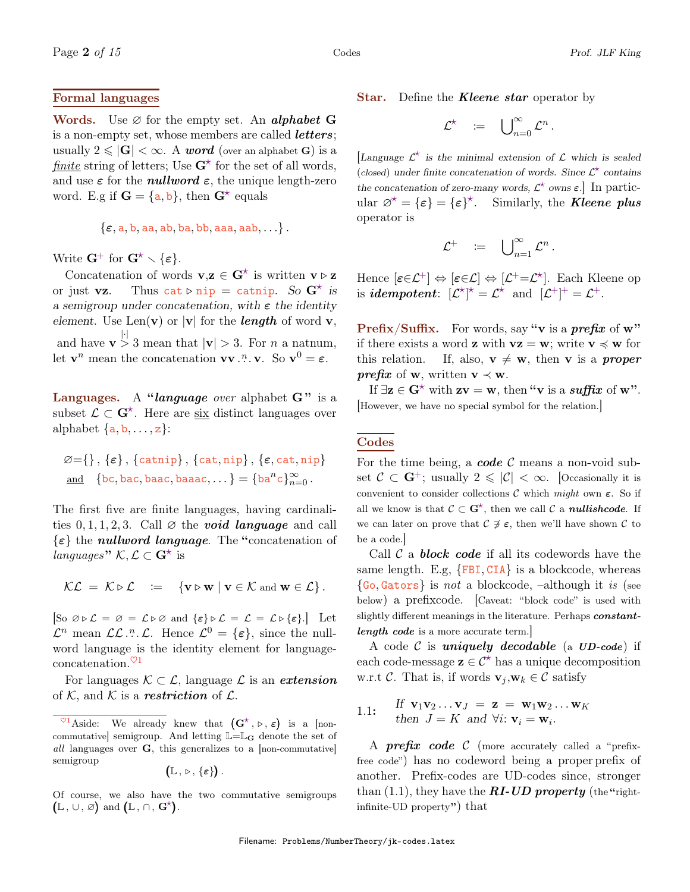## Formal languages

**Words.** Use $\varnothing$ for the empty set. An ***alphabet*** $\mathbf{G}$ is a non-empty set, whose members are called ***letters***; usually $2 \leqslant |\mathbf{G}| < \infty$. A ***word*** (over an alphabet $\mathbf{G}$) is a *finite* string of letters; Use $\mathbf{G}^\star$ for the set of all words, and use $\boldsymbol{\varepsilon}$ for the ***nullword*** $\boldsymbol{\varepsilon}$, the unique length-zero word. E.g if $\mathbf{G} = \{\mathtt{a}, \mathtt{b}\}$, then $\mathbf{G}^\star$ equals

$$\{\boldsymbol{\varepsilon}, \mathtt{a}, \mathtt{b}, \mathtt{aa}, \mathtt{ab}, \mathtt{ba}, \mathtt{bb}, \mathtt{aaa}, \mathtt{aab}, \ldots\}.$$

Write $\mathbf{G}^+$ for $\mathbf{G}^\star \smallsetminus \{\boldsymbol{\varepsilon}\}$.

Concatenation of words $\mathbf{v},\mathbf{z} \in \mathbf{G}^\star$ is written $\mathbf{v} \triangleright \mathbf{z}$ or just $\mathbf{vz}$. Thus $\mathtt{cat} \triangleright \mathtt{nip} = \mathtt{catnip}$. *So $\mathbf{G}^\star$ is a semigroup under concatenation, with $\boldsymbol{\varepsilon}$ the identity element.* Use $\mathrm{Len}(\mathbf{v})$ or $|\mathbf{v}|$ for the ***length*** of word $\mathbf{v}$, and have $\mathbf{v} \overset{|\cdot|}{>} 3$ mean that $|\mathbf{v}| > 3$. For $n$ a natnum, let $\mathbf{v}^n$ mean the concatenation $\mathbf{vv} \overset{n}{\cdots} \mathbf{v}$. So $\mathbf{v}^0 = \boldsymbol{\varepsilon}$.

**Languages.** A "***language*** *over* alphabet $\mathbf{G}$" is a subset $\mathcal{L} \subset \mathbf{G}^\star$. Here are six distinct languages over alphabet $\{\mathtt{a}, \mathtt{b}, \ldots, \mathtt{z}\}$:

$$\varnothing = \{\}, \{\boldsymbol{\varepsilon}\}, \{\mathtt{catnip}\}, \{\mathtt{cat}, \mathtt{nip}\}, \{\boldsymbol{\varepsilon}, \mathtt{cat}, \mathtt{nip}\}$$
$$\text{and} \quad \{\mathtt{bc}, \mathtt{bac}, \mathtt{baac}, \mathtt{baaac}, \ldots\} = \{\mathtt{ba}^n\mathtt{c}\}_{n=0}^\infty.$$

The first five are finite languages, having cardinalities $0, 1, 1, 2, 3$. Call $\varnothing$ the ***void language*** and call $\{\boldsymbol{\varepsilon}\}$ the ***nullword language***. The "concatenation of *languages*" $\mathcal{K}, \mathcal{L} \subset \mathbf{G}^\star$ is

$$\mathcal{K}\mathcal{L} = \mathcal{K} \triangleright \mathcal{L} \quad := \quad \{\mathbf{v} \triangleright \mathbf{w} \mid \mathbf{v} \in \mathcal{K} \text{ and } \mathbf{w} \in \mathcal{L}\}.$$

[So $\varnothing \triangleright \mathcal{L} = \varnothing = \mathcal{L} \triangleright \varnothing$ and $\{\boldsymbol{\varepsilon}\} \triangleright \mathcal{L} = \mathcal{L} = \mathcal{L} \triangleright \{\boldsymbol{\varepsilon}\}$.] Let $\mathcal{L}^n$ mean $\mathcal{L}\mathcal{L} \overset{n}{\cdots} \mathcal{L}$. Hence $\mathcal{L}^0 = \{\boldsymbol{\varepsilon}\}$, since the nullword language is the identity element for language-concatenation.[♡1]

For languages $\mathcal{K} \subset \mathcal{L}$, language $\mathcal{L}$ is an ***extension*** of $\mathcal{K}$, and $\mathcal{K}$ is a ***restriction*** of $\mathcal{L}$.

[♡1] Aside: We already knew that $(\mathbf{G}^\star, \triangleright, \boldsymbol{\varepsilon})$ is a [non-commutative] semigroup. And letting $\mathbb{L} = \mathbb{L}_\mathbf{G}$ denote the set of *all* languages over $\mathbf{G}$, this generalizes to a [non-commutative] semigroup

$$(\mathbb{L}, \triangleright, \{\boldsymbol{\varepsilon}\}).$$

Of course, we also have the two commutative semigroups $(\mathbb{L}, \cup, \varnothing)$ and $(\mathbb{L}, \cap, \mathbf{G}^\star)$.

**Star.** Define the ***Kleene star*** operator by

$$\mathcal{L}^\star \quad := \quad \bigcup_{n=0}^\infty \mathcal{L}^n.$$

[*Language $\mathcal{L}^\star$ is the minimal extension of $\mathcal{L}$ which is sealed (closed) under finite concatenation of words. Since $\mathcal{L}^\star$ contains the concatenation of zero-many words, $\mathcal{L}^\star$ owns $\boldsymbol{\varepsilon}$.*] In particular $\varnothing^\star = \{\boldsymbol{\varepsilon}\} = \{\boldsymbol{\varepsilon}\}^\star$. Similarly, the ***Kleene plus*** operator is

$$\mathcal{L}^+ \quad := \quad \bigcup_{n=1}^\infty \mathcal{L}^n.$$

Hence $[\boldsymbol{\varepsilon} \in \mathcal{L}^+] \Leftrightarrow [\boldsymbol{\varepsilon} \in \mathcal{L}] \Leftrightarrow [\mathcal{L}^+ = \mathcal{L}^\star]$. Each Kleene op is ***idempotent***: $[\mathcal{L}^\star]^\star = \mathcal{L}^\star$ and $[\mathcal{L}^+]^+ = \mathcal{L}^+$.

**Prefix/Suffix.** For words, say "$\mathbf{v}$ is a ***prefix*** of $\mathbf{w}$" if there exists a word $\mathbf{z}$ with $\mathbf{vz} = \mathbf{w}$; write $\mathbf{v} \preccurlyeq \mathbf{w}$ for this relation. If, also, $\mathbf{v} \neq \mathbf{w}$, then $\mathbf{v}$ is a ***proper prefix*** of $\mathbf{w}$, written $\mathbf{v} \prec \mathbf{w}$.

If $\exists \mathbf{z} \in \mathbf{G}^\star$ with $\mathbf{zv} = \mathbf{w}$, then "$\mathbf{v}$ is a ***suffix*** of $\mathbf{w}$". [However, we have no special symbol for the relation.]

## Codes

For the time being, a ***code*** $\mathcal{C}$ means a non-void subset $\mathcal{C} \subset \mathbf{G}^+$; usually $2 \leqslant |\mathcal{C}| < \infty$. [Occasionally it is convenient to consider collections $\mathcal{C}$ which *might* own $\boldsymbol{\varepsilon}$. So if all we know is that $\mathcal{C} \subset \mathbf{G}^\star$, then we call $\mathcal{C}$ a ***nullishcode***. If we can later on prove that $\mathcal{C} \not\ni \boldsymbol{\varepsilon}$, then we'll have shown $\mathcal{C}$ to be a code.]

Call $\mathcal{C}$ a ***block code*** if all its codewords have the same length. E.g, $\{\mathtt{FBI}, \mathtt{CIA}\}$ is a blockcode, whereas $\{\mathtt{Go}, \mathtt{Gators}\}$ is *not* a blockcode, –although it *is* (see below) a prefixcode. [Caveat: "block code" is used with slightly different meanings in the literature. Perhaps ***constant-length code*** is a more accurate term.]

A code $\mathcal{C}$ is ***uniquely decodable*** (a ***UD-code***) if each code-message $\mathbf{z} \in \mathcal{C}^\star$ has a unique decomposition w.r.t $\mathcal{C}$. That is, if words $\mathbf{v}_j, \mathbf{w}_k \in \mathcal{C}$ satisfy

**1.1:** *If* $\mathbf{v}_1\mathbf{v}_2 \ldots \mathbf{v}_J = \mathbf{z} = \mathbf{w}_1\mathbf{w}_2 \ldots \mathbf{w}_K$
*then* $J = K$ *and* $\forall i$: $\mathbf{v}_i = \mathbf{w}_i$.

A ***prefix code*** $\mathcal{C}$ (more accurately called a "prefix-free code") has no codeword being a proper prefix of another. Prefix-codes are UD-codes since, stronger than (1.1), they have the ***RI-UD property*** (the "right-infinite-UD property") that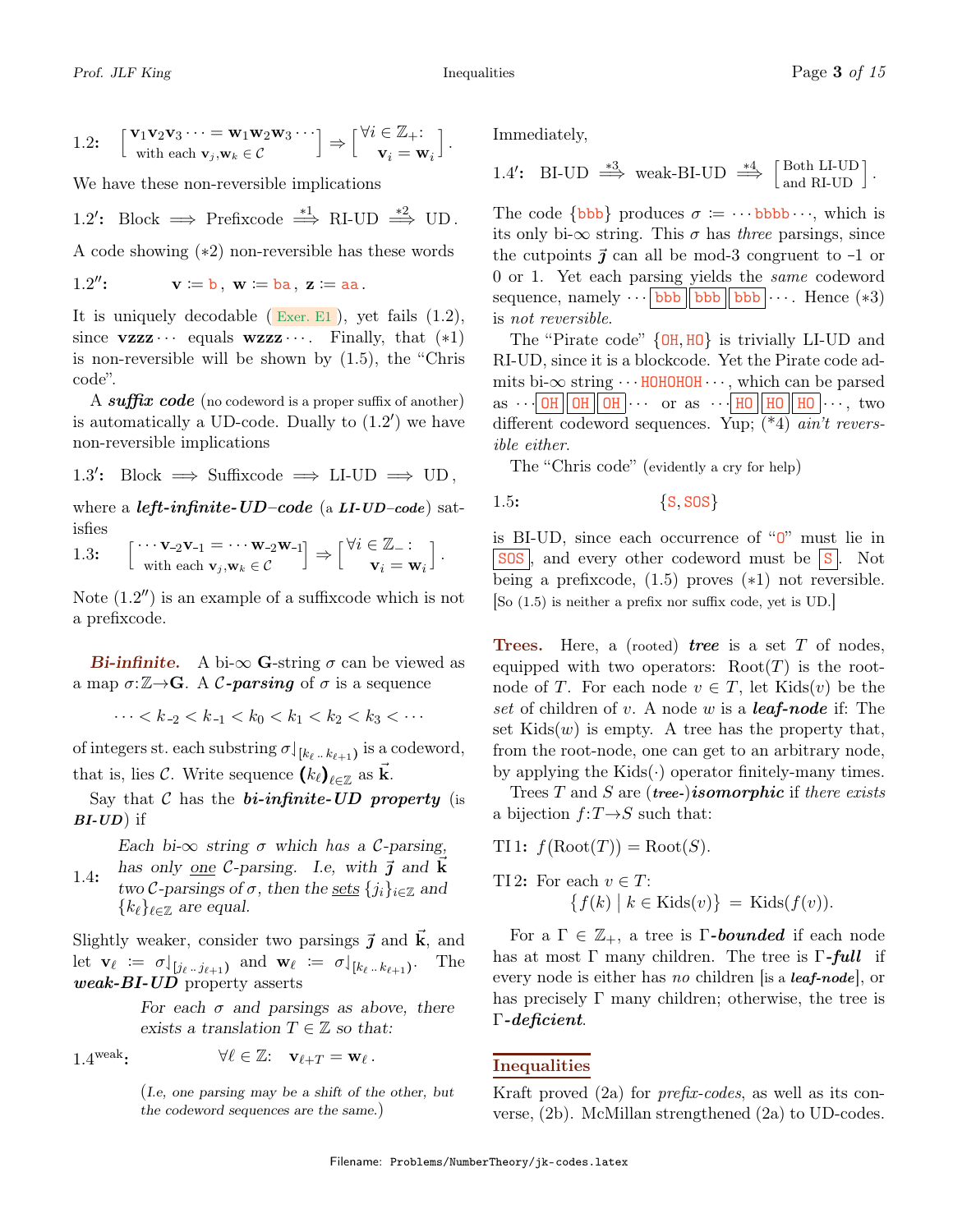1.2: $\left[\begin{array}{c}\mathbf{v}_1\mathbf{v}_2\mathbf{v}_3\cdots = \mathbf{w}_1\mathbf{w}_2\mathbf{w}_3\cdots \\ \text{with each } \mathbf{v}_j,\mathbf{w}_k \in \mathcal{C}\end{array}\right] \Rightarrow \left[\begin{array}{c}\forall i \in \mathbb{Z}_+: \\ \mathbf{v}_i = \mathbf{w}_i\end{array}\right].$

We have these non-reversible implications

1.2′: Block $\Longrightarrow$ Prefixcode $\stackrel{*1}{\Longrightarrow}$ RI-UD $\stackrel{*2}{\Longrightarrow}$ UD.

A code showing (∗2) non-reversible has these words

1.2″: $\mathbf{v} := \texttt{b}$, $\mathbf{w} := \texttt{ba}$, $\mathbf{z} := \texttt{aa}$.

It is uniquely decodable (Exer. E1), yet fails (1.2), since $\mathbf{vzzz}\cdots$ equals $\mathbf{wzzz}\cdots$. Finally, that (∗1) is non-reversible will be shown by (1.5), the "Chris code".

A ***suffix code*** (no codeword is a proper suffix of another) is automatically a UD-code. Dually to (1.2′) we have non-reversible implications

1.3′: Block $\Longrightarrow$ Suffixcode $\Longrightarrow$ LI-UD $\Longrightarrow$ UD,

where a ***left-infinite-UD–code*** (a ***LI-UD–code***) satisfies

1.3: $\left[\begin{array}{c}\cdots\mathbf{v}_{-2}\mathbf{v}_{-1} = \cdots\mathbf{w}_{-2}\mathbf{w}_{-1} \\ \text{with each } \mathbf{v}_j,\mathbf{w}_k \in \mathcal{C}\end{array}\right] \Rightarrow \left[\begin{array}{c}\forall i \in \mathbb{Z}_-: \\ \mathbf{v}_i = \mathbf{w}_i\end{array}\right].$

Note (1.2″) is an example of a suffixcode which is not a prefixcode.

***Bi-infinite.*** A bi-∞ $\mathbf{G}$-string $\sigma$ can be viewed as a map $\sigma:\mathbb{Z}\to\mathbf{G}$. A ***$\mathcal{C}$-parsing*** of $\sigma$ is a sequence

$$\cdots < k_{-2} < k_{-1} < k_0 < k_1 < k_2 < k_3 < \cdots$$

of integers st. each substring $\sigma\rfloor_{[k_\ell\,..\,k_{\ell+1})}$ is a codeword, that is, lies $\mathcal{C}$. Write sequence $(k_\ell)_{\ell\in\mathbb{Z}}$ as $\vec{\mathbf{k}}$.

Say that $\mathcal{C}$ has the ***bi-infinite-UD property*** (is ***BI-UD***) if

1.4: *Each bi-∞ string $\sigma$ which has a $\mathcal{C}$-parsing, has only one $\mathcal{C}$-parsing. I.e, with $\vec{\boldsymbol{\jmath}}$ and $\vec{\mathbf{k}}$ two $\mathcal{C}$-parsings of $\sigma$, then the sets $\{j_i\}_{i\in\mathbb{Z}}$ and $\{k_\ell\}_{\ell\in\mathbb{Z}}$ are equal.*

Slightly weaker, consider two parsings $\vec{\boldsymbol{\jmath}}$ and $\vec{\mathbf{k}}$, and let $\mathbf{v}_\ell := \sigma\rfloor_{[j_\ell\,..\,j_{\ell+1})}$ and $\mathbf{w}_\ell := \sigma\rfloor_{[k_\ell\,..\,k_{\ell+1})}$. The ***weak-BI-UD*** property asserts

*For each $\sigma$ and parsings as above, there exists a translation $T \in \mathbb{Z}$ so that:*

1.4$^{\text{weak}}$: $\forall \ell \in \mathbb{Z}$: $\mathbf{v}_{\ell+T} = \mathbf{w}_\ell$.

(*I.e, one parsing may be a shift of the other, but the codeword sequences are the same.*)

Immediately,

1.4′: BI-UD $\stackrel{*3}{\Longrightarrow}$ weak-BI-UD $\stackrel{*4}{\Longrightarrow}$ [Both LI-UD and RI-UD].

The code $\{\texttt{bbb}\}$ produces $\sigma := \cdots\texttt{bbbb}\cdots$, which is its only bi-∞ string. This $\sigma$ has *three* parsings, since the cutpoints $\vec{\boldsymbol{\jmath}}$ can all be mod-3 congruent to -1 or 0 or 1. Yet each parsing yields the *same* codeword sequence, namely $\cdots$ [bbb][bbb][bbb] $\cdots$. Hence (∗3) is *not reversible.*

The "Pirate code" $\{\texttt{OH},\texttt{HO}\}$ is trivially LI-UD and RI-UD, since it is a blockcode. Yet the Pirate code admits bi-∞ string $\cdots\texttt{HOHOHOH}\cdots$, which can be parsed as $\cdots$ [OH][OH][OH] $\cdots$ or as $\cdots$ [HO][HO][HO] $\cdots$, two different codeword sequences. Yup; (∗4) *ain't reversible either.*

The "Chris code" (evidently a cry for help)

1.5: $\{\texttt{S},\texttt{SOS}\}$

is BI-UD, since each occurrence of "O" must lie in [SOS], and every other codeword must be [S]. Not being a prefixcode, (1.5) proves (∗1) not reversible. [So (1.5) is neither a prefix nor suffix code, yet is UD.]

**Trees.** Here, a (rooted) ***tree*** is a set $T$ of nodes, equipped with two operators: $\text{Root}(T)$ is the root-node of $T$. For each node $v \in T$, let $\text{Kids}(v)$ be the *set* of children of $v$. A node $w$ is a ***leaf-node*** if: The set $\text{Kids}(w)$ is empty. A tree has the property that, from the root-node, one can get to an arbitrary node, by applying the $\text{Kids}(\cdot)$ operator finitely-many times.

Trees $T$ and $S$ are (***tree-***)***isomorphic*** if *there exists* a bijection $f:T\to S$ such that:

TI1: $f(\text{Root}(T)) = \text{Root}(S)$.

TI2: For each $v \in T$:
$$\{f(k) \mid k \in \text{Kids}(v)\} = \text{Kids}(f(v)).$$

For a $\Gamma \in \mathbb{Z}_+$, a tree is ***Γ-bounded*** if each node has at most $\Gamma$ many children. The tree is ***Γ-full*** if every node is either has *no* children [is a ***leaf-node***], or has precisely $\Gamma$ many children; otherwise, the tree is ***Γ-deficient***.

## Inequalities

Kraft proved (2a) for *prefix-codes*, as well as its converse, (2b). McMillan strengthened (2a) to UD-codes.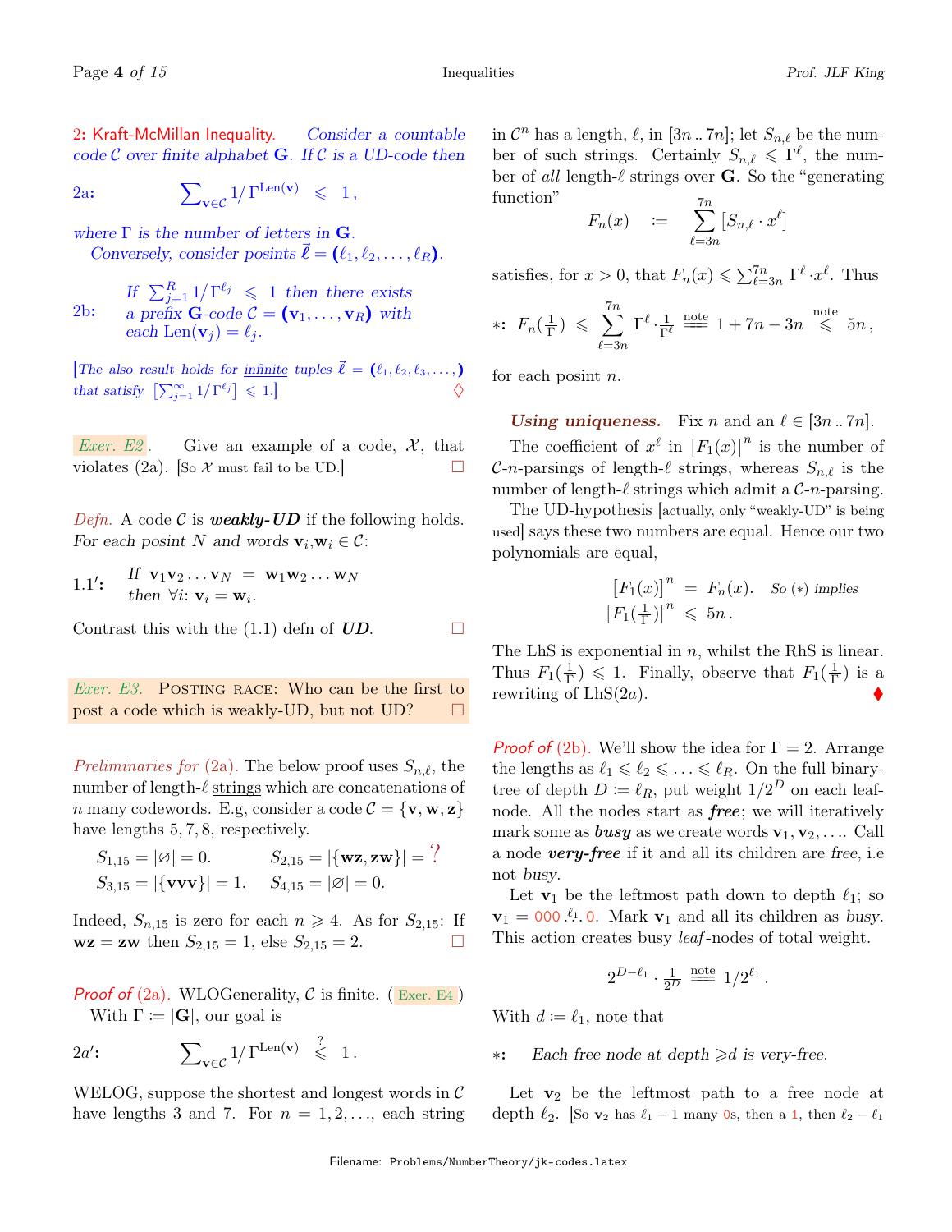**2: Kraft-McMillan Inequality.** *Consider a countable code $\mathcal{C}$ over finite alphabet $\mathbf{G}$. If $\mathcal{C}$ is a UD-code then*

2a: $$\sum_{\mathbf{v}\in\mathcal{C}} 1/\Gamma^{\mathrm{Len}(\mathbf{v})} \leqslant 1,$$

*where $\Gamma$ is the number of letters in $\mathbf{G}$.*
*Conversely, consider posints $\vec{\boldsymbol{\ell}} = (\ell_1, \ell_2, \ldots, \ell_R)$.*

2b: *If $\sum_{j=1}^{R} 1/\Gamma^{\ell_j} \leqslant 1$ then there exists a prefix $\mathbf{G}$-code $\mathcal{C} = (\mathbf{v}_1, \ldots, \mathbf{v}_R)$ with each $\mathrm{Len}(\mathbf{v}_j) = \ell_j$.*

[*The also result holds for infinite tuples $\vec{\boldsymbol{\ell}} = (\ell_1, \ell_2, \ell_3, \ldots)$ that satisfy $[\sum_{j=1}^{\infty} 1/\Gamma^{\ell_j}] \leqslant 1$.*] ◊

*Exer. E2.* Give an example of a code, $\mathcal{X}$, that violates (2a). [So $\mathcal{X}$ must fail to be UD.] □

*Defn.* A code $\mathcal{C}$ is ***weakly-UD*** if the following holds. *For each posint $N$ and words $\mathbf{v}_i, \mathbf{w}_i \in \mathcal{C}$:*

1.1′: *If* $\mathbf{v}_1\mathbf{v}_2\ldots\mathbf{v}_N = \mathbf{w}_1\mathbf{w}_2\ldots\mathbf{w}_N$ *then* $\forall i$: $\mathbf{v}_i = \mathbf{w}_i$.

Contrast this with the (1.1) defn of ***UD***. □

*Exer. E3.* POSTING RACE: Who can be the first to post a code which is weakly-UD, but not UD? □

*Preliminaries for (2a).* The below proof uses $S_{n,\ell}$, the number of length-$\ell$ strings which are concatenations of $n$ many codewords. E.g, consider a code $\mathcal{C} = \{\mathbf{v}, \mathbf{w}, \mathbf{z}\}$ have lengths 5, 7, 8, respectively.

$S_{1,15} = |\varnothing| = 0.$ $\quad S_{2,15} = |\{\mathbf{wz}, \mathbf{zw}\}| = ?$

$S_{3,15} = |\{\mathbf{vvv}\}| = 1.$ $\quad S_{4,15} = |\varnothing| = 0.$

Indeed, $S_{n,15}$ is zero for each $n \geqslant 4$. As for $S_{2,15}$: If $\mathbf{wz} = \mathbf{zw}$ then $S_{2,15} = 1$, else $S_{2,15} = 2$. □

*Proof of (2a).* WLOGenerality, $\mathcal{C}$ is finite. (Exer. E4)

With $\Gamma := |\mathbf{G}|$, our goal is

2a′: $$\sum_{\mathbf{v}\in\mathcal{C}} 1/\Gamma^{\mathrm{Len}(\mathbf{v})} \overset{?}{\leqslant} 1.$$

WELOG, suppose the shortest and longest words in $\mathcal{C}$ have lengths 3 and 7. For $n = 1, 2, \ldots$, each string in $\mathcal{C}^n$ has a length, $\ell$, in $[3n\,..\,7n]$; let $S_{n,\ell}$ be the number of such strings. Certainly $S_{n,\ell} \leqslant \Gamma^\ell$, the number of *all* length-$\ell$ strings over $\mathbf{G}$. So the "generating function"

$$F_n(x) \quad := \quad \sum_{\ell=3n}^{7n} [S_{n,\ell} \cdot x^\ell]$$

satisfies, for $x > 0$, that $F_n(x) \leqslant \sum_{\ell=3n}^{7n} \Gamma^\ell \cdot x^\ell$. Thus

$$*: \; F_n(\tfrac{1}{\Gamma}) \leqslant \sum_{\ell=3n}^{7n} \Gamma^\ell \cdot \tfrac{1}{\Gamma^\ell} \overset{\text{note}}{=\!=} 1 + 7n - 3n \overset{\text{note}}{\leqslant} 5n,$$

for each posint $n$.

***Using uniqueness.*** Fix $n$ and an $\ell \in [3n\,..\,7n]$.

The coefficient of $x^\ell$ in $[F_1(x)]^n$ is the number of $\mathcal{C}$-$n$-parsings of length-$\ell$ strings, whereas $S_{n,\ell}$ is the number of length-$\ell$ strings which admit a $\mathcal{C}$-$n$-parsing.

The UD-hypothesis [actually, only "weakly-UD" is being used] says these two numbers are equal. Hence our two polynomials are equal,

$$[F_1(x)]^n = F_n(x). \quad \textit{So } (*) \textit{ implies}$$
$$[F_1(\tfrac{1}{\Gamma})]^n \leqslant 5n.$$

The LhS is exponential in $n$, whilst the RhS is linear. Thus $F_1(\frac{1}{\Gamma}) \leqslant 1$. Finally, observe that $F_1(\frac{1}{\Gamma})$ is a rewriting of LhS(2a). ♦

*Proof of (2b).* We'll show the idea for $\Gamma = 2$. Arrange the lengths as $\ell_1 \leqslant \ell_2 \leqslant \ldots \leqslant \ell_R$. On the full binary-tree of depth $D := \ell_R$, put weight $1/2^D$ on each leaf-node. All the nodes start as ***free***; we will iteratively mark some as ***busy*** as we create words $\mathbf{v}_1, \mathbf{v}_2, \ldots$. Call a node ***very-free*** if it and all its children are *free*, i.e not *busy*.

Let $\mathbf{v}_1$ be the leftmost path down to depth $\ell_1$; so $\mathbf{v}_1 = 000 \overset{\ell_1}{\ldots} 0$. Mark $\mathbf{v}_1$ and all its children as *busy*. This action creates busy *leaf*-nodes of total weight.

$$2^{D-\ell_1} \cdot \tfrac{1}{2^D} \overset{\text{note}}{=\!=} 1/2^{\ell_1}.$$

With $d := \ell_1$, note that

$*$: *Each free node at depth $\geqslant d$ is very-free.*

Let $\mathbf{v}_2$ be the leftmost path to a free node at depth $\ell_2$. [So $\mathbf{v}_2$ has $\ell_1 - 1$ many 0s, then a 1, then $\ell_2 - \ell_1$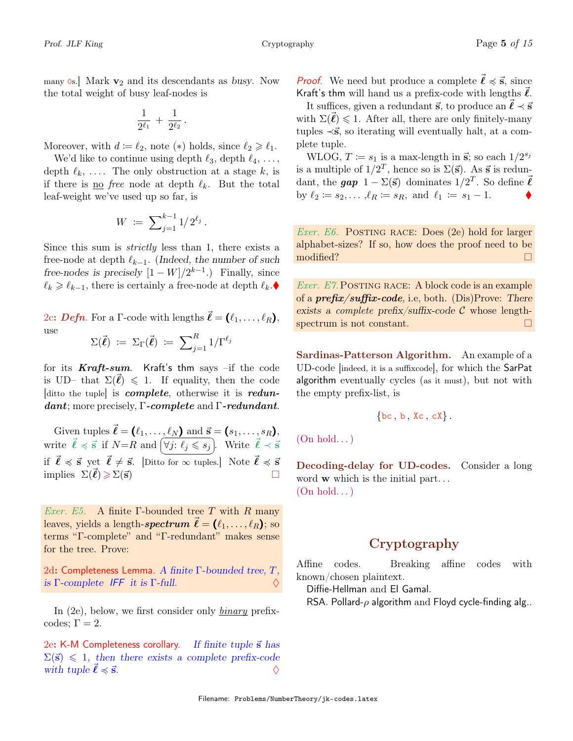many 0s.] Mark $\mathbf{v}_2$ and its descendants as *busy*. Now the total weight of busy leaf-nodes is

$$\frac{1}{2^{\ell_1}} + \frac{1}{2^{\ell_2}}.$$

Moreover, with $d := \ell_2$, note $(*)$ holds, since $\ell_2 \geqslant \ell_1$.

We'd like to continue using depth $\ell_3$, depth $\ell_4$, ..., depth $\ell_k$, .... The only obstruction at a stage $k$, is if there is no *free* node at depth $\ell_k$. But the total leaf-weight we've used up so far, is

$$W := \sum_{j=1}^{k-1} 1/2^{\ell_j}.$$

Since this sum is *strictly* less than 1, there exists a free-node at depth $\ell_{k-1}$. (*Indeed, the number of such free-nodes is precisely* $[1-W]/2^{k-1}$.) Finally, since $\ell_k \geqslant \ell_{k-1}$, there is certainly a free-node at depth $\ell_k$. ♦

**2c: *Defn.*** For a $\Gamma$-code with lengths $\vec{\boldsymbol{\ell}} = (\ell_1, \ldots, \ell_R)$, use

$$\Sigma(\vec{\boldsymbol{\ell}}) := \Sigma_\Gamma(\vec{\boldsymbol{\ell}}) := \sum_{j=1}^{R} 1/\Gamma^{\ell_j}$$

for its ***Kraft-sum***. Kraft's thm says –if the code is UD– that $\Sigma(\vec{\boldsymbol{\ell}}) \leqslant 1$. If equality, then the code [ditto the tuple] is ***complete***, otherwise it is ***redundant***; more precisely, $\Gamma$-***complete*** and $\Gamma$-***redundant***.

Given tuples $\vec{\boldsymbol{\ell}} = (\ell_1, \ldots, \ell_N)$ and $\vec{\mathbf{s}} = (s_1, \ldots, s_R)$, write $\vec{\boldsymbol{\ell}} \preccurlyeq \vec{\mathbf{s}}$ if $N{=}R$ and $\forall j\colon \ell_j \leqslant s_j$. Write $\vec{\boldsymbol{\ell}} \prec \vec{\mathbf{s}}$ if $\vec{\boldsymbol{\ell}} \preccurlyeq \vec{\mathbf{s}}$ yet $\vec{\boldsymbol{\ell}} \neq \vec{\mathbf{s}}$. [Ditto for $\infty$ tuples.] Note $\vec{\boldsymbol{\ell}} \preccurlyeq \vec{\mathbf{s}}$ implies $\Sigma(\vec{\boldsymbol{\ell}}) \geqslant \Sigma(\vec{\mathbf{s}})$ □

*Exer. E5.* A finite $\Gamma$-bounded tree $T$ with $R$ many leaves, yields a length-***spectrum*** $\vec{\boldsymbol{\ell}} = (\ell_1, \ldots, \ell_R)$; so terms "$\Gamma$-complete" and "$\Gamma$-redundant" makes sense for the tree. Prove:

**2d: Completeness Lemma.** *A finite $\Gamma$-bounded tree, $T$, is $\Gamma$-complete IFF it is $\Gamma$-full.* ♢

In (2e), below, we first consider only binary prefix-codes; $\Gamma = 2$.

**2e: K-M Completeness corollary.** *If finite tuple $\vec{\mathbf{s}}$ has $\Sigma(\vec{\mathbf{s}}) \leqslant 1$, then there exists a complete prefix-code with tuple $\vec{\boldsymbol{\ell}} \preccurlyeq \vec{\mathbf{s}}$.* ♢

*Proof.* We need but produce a complete $\vec{\boldsymbol{\ell}} \preccurlyeq \vec{\mathbf{s}}$, since Kraft's thm will hand us a prefix-code with lengths $\vec{\boldsymbol{\ell}}$.

It suffices, given a redundant $\vec{\mathbf{s}}$, to produce an $\vec{\boldsymbol{\ell}} \prec \vec{\mathbf{s}}$ with $\Sigma(\vec{\boldsymbol{\ell}}) \leqslant 1$. After all, there are only finitely-many tuples $\prec \vec{\mathbf{s}}$, so iterating will eventually halt, at a complete tuple.

WLOG, $T := s_1$ is a max-length in $\vec{\mathbf{s}}$; so each $1/2^{s_j}$ is a multiple of $1/2^T$, hence so is $\Sigma(\vec{\mathbf{s}})$. As $\vec{\mathbf{s}}$ is redundant, the ***gap*** $1 - \Sigma(\vec{\mathbf{s}})$ dominates $1/2^T$. So define $\vec{\boldsymbol{\ell}}$ by $\ell_2 := s_2, \ldots, \ell_R := s_R$, and $\ell_1 := s_1 - 1$. ♦

*Exer. E6.* POSTING RACE: Does (2e) hold for larger alphabet-sizes? If so, how does the proof need to be modified? □

*Exer. E7.* POSTING RACE: A block code is an example of a ***prefix/suffix-code***, i.e, both. (Dis)Prove: *There exists a complete prefix/suffix-code $\mathcal{C}$ whose length-spectrum is not constant.* □

**Sardinas-Patterson Algorithm.** An example of a UD-code [indeed, it is a suffixcode], for which the SarPat algorithm eventually cycles (as it must), but not with the empty prefix-list, is

$$\{\texttt{bc}, \texttt{b}, \texttt{Xc}, \texttt{cX}\}.$$

(On hold...)

**Decoding-delay for UD-codes.** Consider a long word $\mathbf{w}$ which is the initial part...
(On hold...)

## Cryptography

Affine codes. Breaking affine codes with known/chosen plaintext.

Diffie-Hellman and El Gamal.

RSA. Pollard-$\rho$ algorithm and Floyd cycle-finding alg..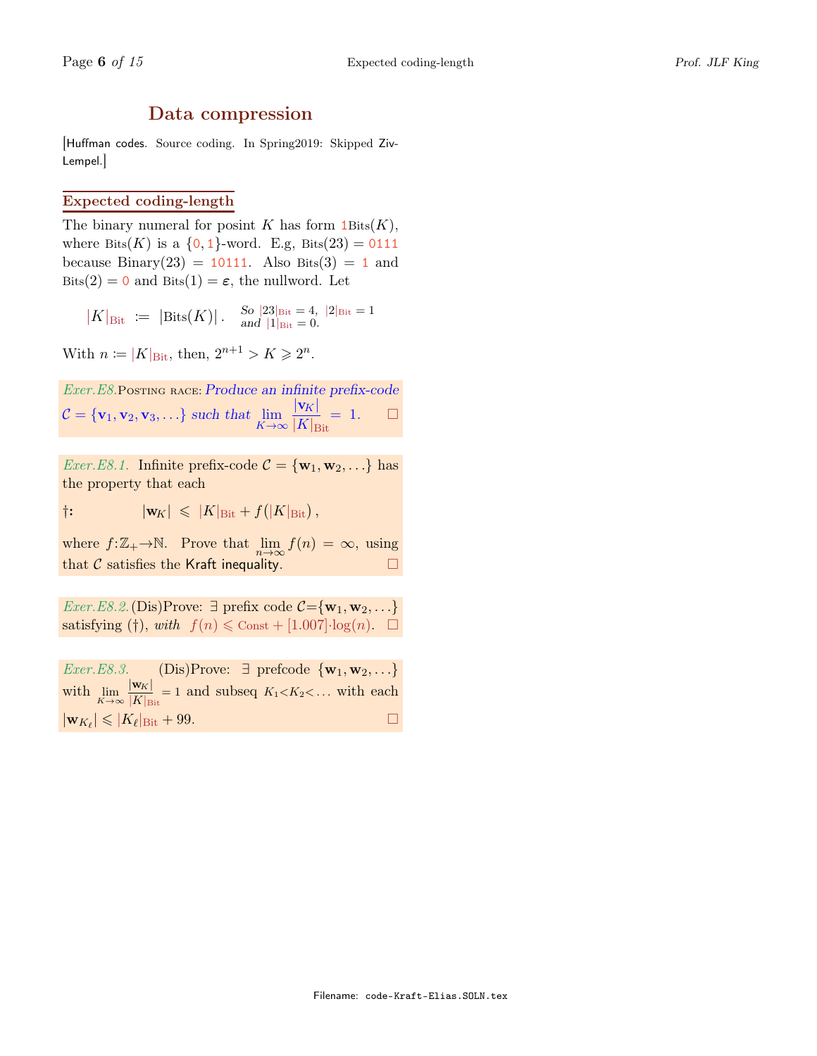## Data compression

[Huffman codes. Source coding. In Spring2019: Skipped Ziv-Lempel.]

### Expected coding-length

The binary numeral for posint $K$ has form $1\text{Bits}(K)$, where $\text{Bits}(K)$ is a $\{0,1\}$-word. E.g, $\text{Bits}(23) = 0111$ because $\text{Binary}(23) = 10111$. Also $\text{Bits}(3) = 1$ and $\text{Bits}(2) = 0$ and $\text{Bits}(1) = \varepsilon$, the nullword. Let

$$|K|_{\text{Bit}} := |\text{Bits}(K)|. \quad \textit{So } |23|_{\text{Bit}} = 4,\ |2|_{\text{Bit}} = 1 \textit{ and } |1|_{\text{Bit}} = 0.$$

With $n := |K|_{\text{Bit}}$, then, $2^{n+1} > K \geqslant 2^n$.

*Exer.E8.* Posting race: *Produce an infinite prefix-code $\mathcal{C} = \{\mathbf{v}_1, \mathbf{v}_2, \mathbf{v}_3, \ldots\}$ such that $\lim_{K\to\infty} \frac{|\mathbf{v}_K|}{|K|_{\text{Bit}}} = 1$.* □

*Exer.E8.1.* Infinite prefix-code $\mathcal{C} = \{\mathbf{w}_1, \mathbf{w}_2, \ldots\}$ has the property that each

$$\dagger: \qquad |\mathbf{w}_K| \leqslant |K|_{\text{Bit}} + f(|K|_{\text{Bit}}),$$

where $f : \mathbb{Z}_+ \to \mathbb{N}$. Prove that $\lim_{n\to\infty} f(n) = \infty$, using that $\mathcal{C}$ satisfies the Kraft inequality. □

*Exer.E8.2.* (Dis)Prove: $\exists$ prefix code $\mathcal{C} = \{\mathbf{w}_1, \mathbf{w}_2, \ldots\}$ satisfying ($\dagger$), *with* $f(n) \leqslant \text{Const} + [1.007] \cdot \log(n)$. □

*Exer.E8.3.* (Dis)Prove: $\exists$ prefcode $\{\mathbf{w}_1, \mathbf{w}_2, \ldots\}$ with $\lim_{K\to\infty} \frac{|\mathbf{w}_K|}{|K|_{\text{Bit}}} = 1$ and subseq $K_1 < K_2 < \ldots$ with each $|\mathbf{w}_{K_\ell}| \leqslant |K_\ell|_{\text{Bit}} + 99$. □

Filename: code-Kraft-Elias.SOLN.tex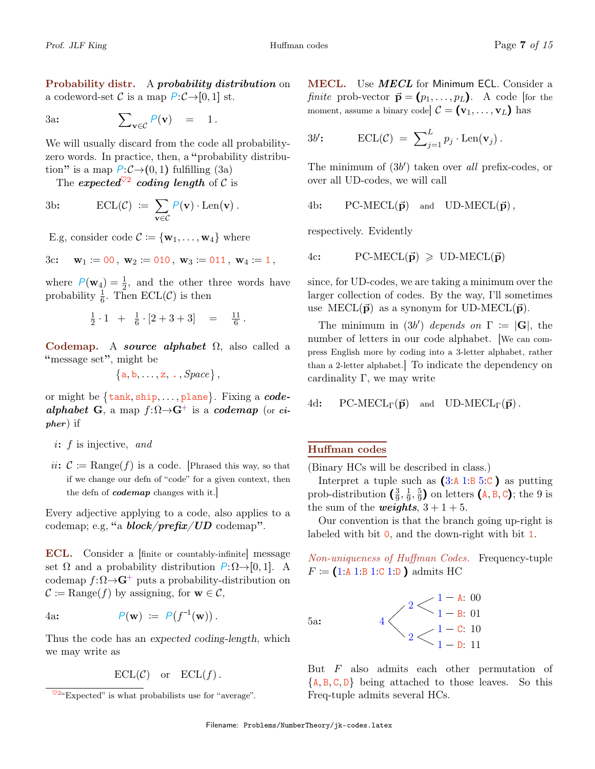**Probability distr.** A ***probability distribution*** on a codeword-set $\mathcal{C}$ is a map $P{:}\mathcal{C}\to[0,1]$ st.

$$\text{3a:}\qquad \sum_{\mathbf{v}\in\mathcal{C}} P(\mathbf{v}) \;=\; 1\,.$$

We will usually discard from the code all probability-zero words. In practice, then, a "probability distribution" is a map $P{:}\mathcal{C}\to(0,1)$ fulfilling (3a)

The ***expected***[♡2] ***coding length*** of $\mathcal{C}$ is

$$\text{3b:}\qquad \mathrm{ECL}(\mathcal{C}) \;:=\; \sum_{\mathbf{v}\in\mathcal{C}} P(\mathbf{v})\cdot \mathrm{Len}(\mathbf{v})\,.$$

E.g, consider code $\mathcal{C} := \{\mathbf{w}_1,\ldots,\mathbf{w}_4\}$ where

$$\text{3c:}\quad \mathbf{w}_1 := \texttt{00}\,,\; \mathbf{w}_2 := \texttt{010}\,,\; \mathbf{w}_3 := \texttt{011}\,,\; \mathbf{w}_4 := \texttt{1}\,,$$

where $P(\mathbf{w}_4) = \frac{1}{2}$, and the other three words have probability $\frac{1}{6}$. Then $\mathrm{ECL}(\mathcal{C})$ is then

$$\tfrac{1}{2}\cdot 1 \;+\; \tfrac{1}{6}\cdot[2+3+3] \;=\; \tfrac{11}{6}\,.$$

**Codemap.** A ***source alphabet*** $\Omega$, also called a "message set", might be

$$\{\texttt{a},\texttt{b},\ldots,\texttt{z},\;\texttt{.}\,,\mathit{Space}\}\,,$$

or might be $\{\texttt{tank},\texttt{ship},\ldots,\texttt{plane}\}$. Fixing a ***code-alphabet*** $\mathbf{G}$, a map $f{:}\Omega\to\mathbf{G}^+$ is a ***codemap*** (or ***cipher***) if

- *i*: $f$ is injective, *and*
- *ii*: $\mathcal{C} := \mathrm{Range}(f)$ is a code. [Phrased this way, so that if we change our defn of "code" for a given context, then the defn of ***codemap*** changes with it.]

Every adjective applying to a code, also applies to a codemap; e.g, "a ***block/prefix/UD*** codemap".

**ECL.** Consider a [finite or countably-infinite] message set $\Omega$ and a probability distribution $P{:}\Omega\to[0,1]$. A codemap $f{:}\Omega\to\mathbf{G}^+$ puts a probability-distribution on $\mathcal{C} := \mathrm{Range}(f)$ by assigning, for $\mathbf{w}\in\mathcal{C}$,

$$\text{4a:}\qquad P(\mathbf{w}) \;:=\; P\big(f^{-1}(\mathbf{w})\big)\,.$$

Thus the code has an *expected coding-length*, which we may write as

$$\mathrm{ECL}(\mathcal{C}) \quad\text{or}\quad \mathrm{ECL}(f)\,.$$

[♡2] "Expected" is what probabilists use for "average".

**MECL.** Use ***MECL*** for Minimum ECL. Consider a *finite* prob-vector $\vec{\mathbf{p}} = (p_1,\ldots,p_L)$. A code [for the moment, assume a binary code] $\mathcal{C} = (\mathbf{v}_1,\ldots,\mathbf{v}_L)$ has

$$\text{3b}'\text{:}\qquad \mathrm{ECL}(\mathcal{C}) \;=\; \sum_{j=1}^{L} p_j\cdot \mathrm{Len}(\mathbf{v}_j)\,.$$

The minimum of (3b′) taken over *all* prefix-codes, or over all UD-codes, we will call

$$\text{4b:}\qquad \text{PC-MECL}(\vec{\mathbf{p}}) \quad\text{and}\quad \text{UD-MECL}(\vec{\mathbf{p}})\,,$$

respectively. Evidently

$$\text{4c:}\qquad \text{PC-MECL}(\vec{\mathbf{p}}) \;\geqslant\; \text{UD-MECL}(\vec{\mathbf{p}})$$

since, for UD-codes, we are taking a minimum over the larger collection of codes. By the way, I'll sometimes use $\mathrm{MECL}(\vec{\mathbf{p}})$ as a synonym for $\text{UD-MECL}(\vec{\mathbf{p}})$.

The minimum in (3b′) *depends on* $\Gamma := |\mathbf{G}|$, the number of letters in our code alphabet. [We can compress English more by coding into a 3-letter alphabet, rather than a 2-letter alphabet.] To indicate the dependency on cardinality $\Gamma$, we may write

$$\text{4d:}\qquad \text{PC-MECL}_\Gamma(\vec{\mathbf{p}}) \quad\text{and}\quad \text{UD-MECL}_\Gamma(\vec{\mathbf{p}})\,.$$

## Huffman codes

(Binary HCs will be described in class.)

Interpret a tuple such as $(3{:}\texttt{A}\;1{:}\texttt{B}\;5{:}\texttt{C})$ as putting prob-distribution $(\frac{3}{9},\frac{1}{9},\frac{5}{9})$ on letters $(\texttt{A},\texttt{B},\texttt{C})$; the 9 is the sum of the ***weights***, $3+1+5$.

Our convention is that the branch going up-right is labeled with bit 0, and the down-right with bit 1.

*Non-uniqueness of Huffman Codes.* Frequency-tuple $F := (1{:}\texttt{A}\;1{:}\texttt{B}\;1{:}\texttt{C}\;1{:}\texttt{D})$ admits HC

5a:

```
        2 < 1 — A: 00
      /     1 — B: 01
    4
      \     1 — C: 10
        2 < 1 — D: 11
```

But $F$ also admits each other permutation of $\{\texttt{A},\texttt{B},\texttt{C},\texttt{D}\}$ being attached to those leaves. So this Freq-tuple admits several HCs.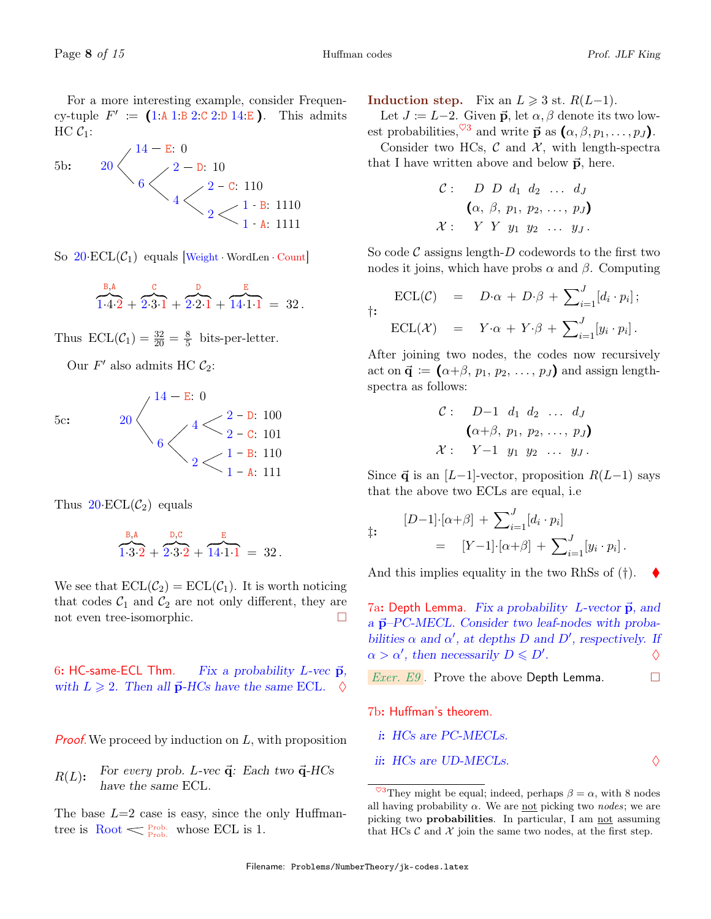For a more interesting example, consider Frequency-tuple $F' := (1{:}A\ 1{:}B\ 2{:}C\ 2{:}D\ 14{:}E)$. This admits HC $\mathcal{C}_1$:

5b:

```
       14 — E: 0
20 <
       6 <  2 — D: 10
            4 <  2 - C: 110
                 2 <  1 - B: 1110
                      1 - A: 1111
```

So $20\cdot\text{ECL}(\mathcal{C}_1)$ equals [Weight · WordLen · Count]

$$\overbrace{1{\cdot}4{\cdot}2}^{\text{B,A}} + \overbrace{2{\cdot}3{\cdot}1}^{\text{C}} + \overbrace{2{\cdot}2{\cdot}1}^{\text{D}} + \overbrace{14{\cdot}1{\cdot}1}^{\text{E}} = 32\,.$$

Thus $\text{ECL}(\mathcal{C}_1) = \frac{32}{20} = \frac{8}{5}$ bits-per-letter.

Our $F'$ also admits HC $\mathcal{C}_2$:

5c:

```
       14 — E: 0
20 <
       6 <  4 <  2 – D: 100
                 2 – C: 101
            2 <  1 – B: 110
                 1 – A: 111
```

Thus $20\cdot\text{ECL}(\mathcal{C}_2)$ equals

$$\overbrace{1{\cdot}3{\cdot}2}^{\text{B,A}} + \overbrace{2{\cdot}3{\cdot}2}^{\text{D,C}} + \overbrace{14{\cdot}1{\cdot}1}^{\text{E}} = 32\,.$$

We see that $\text{ECL}(\mathcal{C}_2) = \text{ECL}(\mathcal{C}_1)$. It is worth noticing that codes $\mathcal{C}_1$ and $\mathcal{C}_2$ are not only different, they are not even tree-isomorphic. □

**6: HC-same-ECL Thm.** *Fix a probability $L$-vec $\vec{\mathbf{p}}$, with $L \geqslant 2$. Then all $\vec{\mathbf{p}}$-HCs have the same ECL.* ♢

*Proof.* We proceed by induction on $L$, with proposition

$R(L)$: *For every prob. $L$-vec $\vec{\mathbf{q}}$: Each two $\vec{\mathbf{q}}$-HCs have the same ECL.*

The base $L{=}2$ case is easy, since the only Huffman-tree is Root $<^{\text{Prob.}}_{\text{Prob.}}$ whose ECL is 1.

**Induction step.** Fix an $L \geqslant 3$ st. $R(L{-}1)$.

Let $J := L{-}2$. Given $\vec{\mathbf{p}}$, let $\alpha, \beta$ denote its two lowest probabilities,[♡3] and write $\vec{\mathbf{p}}$ as $(\alpha, \beta, p_1, \dots, p_J)$.

Consider two HCs, $\mathcal{C}$ and $\mathcal{X}$, with length-spectra that I have written above and below $\vec{\mathbf{p}}$, here.

$$\begin{array}{rl} \mathcal{C}: & D\ \ D\ \ d_1\ \ d_2\ \ \dots\ \ d_J \\ & (\alpha,\ \beta,\ p_1,\ p_2,\ \dots,\ p_J) \\ \mathcal{X}: & Y\ \ Y\ \ y_1\ \ y_2\ \ \dots\ \ y_J\,. \end{array}$$

So code $\mathcal{C}$ assigns length-$D$ codewords to the first two nodes it joins, which have probs $\alpha$ and $\beta$. Computing

$$†: \quad \begin{aligned} \text{ECL}(\mathcal{C}) &= D\cdot\alpha + D\cdot\beta + \textstyle\sum_{i=1}^{J}[d_i\cdot p_i]\,; \\ \text{ECL}(\mathcal{X}) &= Y\cdot\alpha + Y\cdot\beta + \textstyle\sum_{i=1}^{J}[y_i\cdot p_i]\,. \end{aligned}$$

After joining two nodes, the codes now recursively act on $\vec{\mathbf{q}} := (\alpha{+}\beta,\ p_1,\ p_2,\ \dots,\ p_J)$ and assign length-spectra as follows:

$$\begin{array}{rl} \mathcal{C}: & D{-}1\ \ d_1\ \ d_2\ \ \dots\ \ d_J \\ & (\alpha{+}\beta,\ p_1,\ p_2,\ \dots,\ p_J) \\ \mathcal{X}: & Y{-}1\ \ y_1\ \ y_2\ \ \dots\ \ y_J\,. \end{array}$$

Since $\vec{\mathbf{q}}$ is an $[L{-}1]$-vector, proposition $R(L{-}1)$ says that the above two ECLs are equal, i.e

$$‡: \quad \begin{aligned} &[D{-}1]\cdot[\alpha{+}\beta] + \textstyle\sum_{i=1}^{J}[d_i\cdot p_i] \\ &\quad = [Y{-}1]\cdot[\alpha{+}\beta] + \textstyle\sum_{i=1}^{J}[y_i\cdot p_i]\,. \end{aligned}$$

And this implies equality in the two RhSs of (†). ♦

**7a: Depth Lemma.** *Fix a probability $L$-vector $\vec{\mathbf{p}}$, and a $\vec{\mathbf{p}}$–PC-MECL. Consider two leaf-nodes with probabilities $\alpha$ and $\alpha'$, at depths $D$ and $D'$, respectively. If $\alpha > \alpha'$, then necessarily $D \leqslant D'$.* ♢

*Exer. E9.* Prove the above Depth Lemma. □

**7b: Huffman's theorem.**

- *i*: *HCs are PC-MECLs.*
- *ii*: *HCs are UD-MECLs.* ♢

[♡3] They might be equal; indeed, perhaps $\beta = \alpha$, with 8 nodes all having probability $\alpha$. We are not picking two *nodes*; we are picking two **probabilities**. In particular, I am not assuming that HCs $\mathcal{C}$ and $\mathcal{X}$ join the same two nodes, at the first step.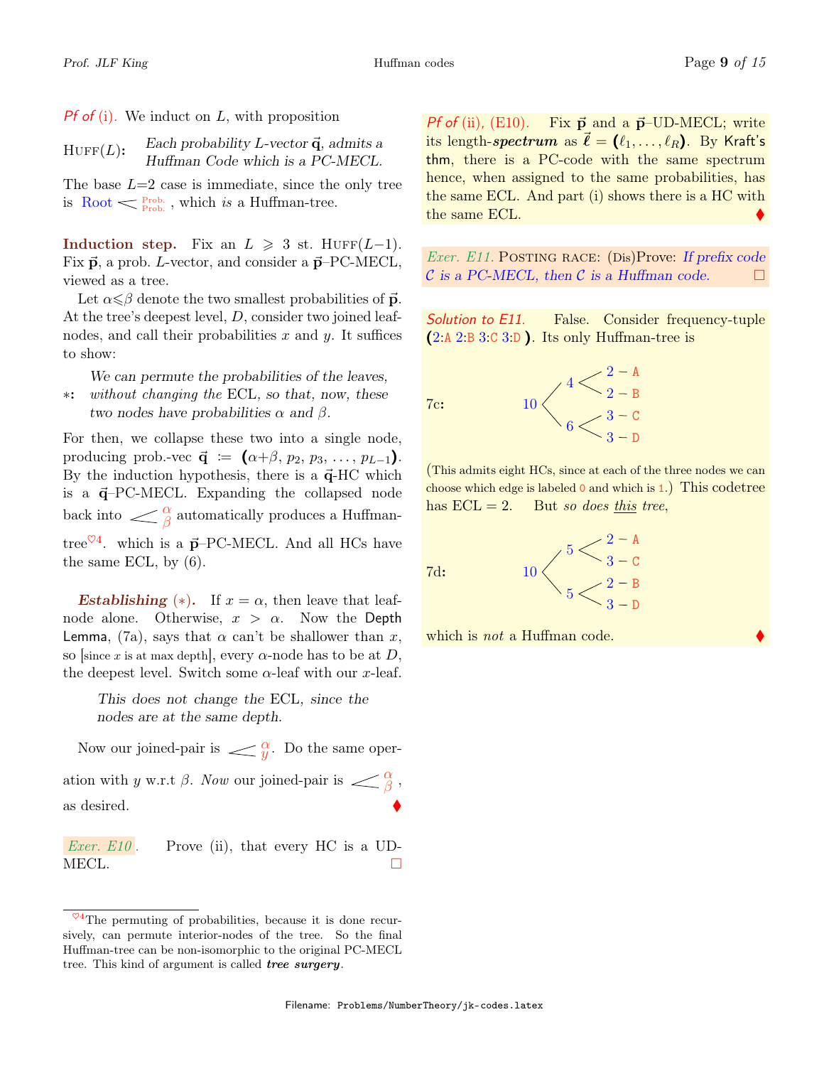*Pf of* (i). We induct on $L$, with proposition

HUFF($L$): *Each probability $L$-vector $\vec{\mathbf{q}}$, admits a Huffman Code which is a PC-MECL.*

The base $L$=2 case is immediate, since the only tree is Root $<^{\text{Prob.}}_{\text{Prob.}}$ , which *is* a Huffman-tree.

**Induction step.** Fix an $L \geqslant 3$ st. HUFF($L-1$). Fix $\vec{\mathbf{p}}$, a prob. $L$-vector, and consider a $\vec{\mathbf{p}}$–PC-MECL, viewed as a tree.

Let $\alpha \leqslant \beta$ denote the two smallest probabilities of $\vec{\mathbf{p}}$. At the tree's deepest level, $D$, consider two joined leaf-nodes, and call their probabilities $x$ and $y$. It suffices to show:

∗: *We can permute the probabilities of the leaves, without changing the* ECL*, so that, now, these two nodes have probabilities $\alpha$ and $\beta$.*

For then, we collapse these two into a single node, producing prob.-vec $\vec{\mathbf{q}} := (\alpha+\beta, p_2, p_3, \ldots, p_{L-1})$. By the induction hypothesis, there is a $\vec{\mathbf{q}}$-HC which is a $\vec{\mathbf{q}}$–PC-MECL. Expanding the collapsed node back into $<^{\alpha}_{\beta}$ automatically produces a Huffman-tree[♡4]. which is a $\vec{\mathbf{p}}$–PC-MECL. And all HCs have the same ECL, by (6).

***Establishing*** **(∗).** If $x = \alpha$, then leave that leaf-node alone. Otherwise, $x > \alpha$. Now the Depth Lemma, (7a), says that $\alpha$ can't be shallower than $x$, so [since $x$ is at max depth], every $\alpha$-node has to be at $D$, the deepest level. Switch some $\alpha$-leaf with our $x$-leaf.

*This does not change the* ECL*, since the nodes are at the same depth.*

Now our joined-pair is $<^{\alpha}_{y}$. Do the same operation with $y$ w.r.t $\beta$. *Now* our joined-pair is $<^{\alpha}_{\beta}$, as desired. ♦

*Exer. E10.* Prove (ii), that every HC is a UD-MECL. □

*Pf of* (ii), (E10). Fix $\vec{\mathbf{p}}$ and a $\vec{\mathbf{p}}$–UD-MECL; write its length-***spectrum*** as $\vec{\boldsymbol{\ell}} = (\ell_1, \ldots, \ell_R)$. By Kraft's thm, there is a PC-code with the same spectrum hence, when assigned to the same probabilities, has the same ECL. And part (i) shows there is a HC with the same ECL. ♦

*Exer. E11.* POSTING RACE: (Dis)Prove: *If prefix code $\mathcal{C}$ is a PC-MECL, then $\mathcal{C}$ is a Huffman code.* □

*Solution to E11.* False. Consider frequency-tuple (2:A 2:B 3:C 3:D ). Its only Huffman-tree is

```
7c:        10 ─┬─ 4 ─┬─ 2 – A
               │     └─ 2 – B
               └─ 6 ─┬─ 3 – C
                     └─ 3 – D
```

(This admits eight HCs, since at each of the three nodes we can choose which edge is labeled 0 and which is 1.) This codetree has ECL = 2. But *so does this tree*,

```
7d:        10 ─┬─ 5 ─┬─ 2 – A
               │     └─ 3 – C
               └─ 5 ─┬─ 2 – B
                     └─ 3 – D
```

which is *not* a Huffman code. ♦

[♡4] The permuting of probabilities, because it is done recursively, can permute interior-nodes of the tree. So the final Huffman-tree can be non-isomorphic to the original PC-MECL tree. This kind of argument is called ***tree surgery***.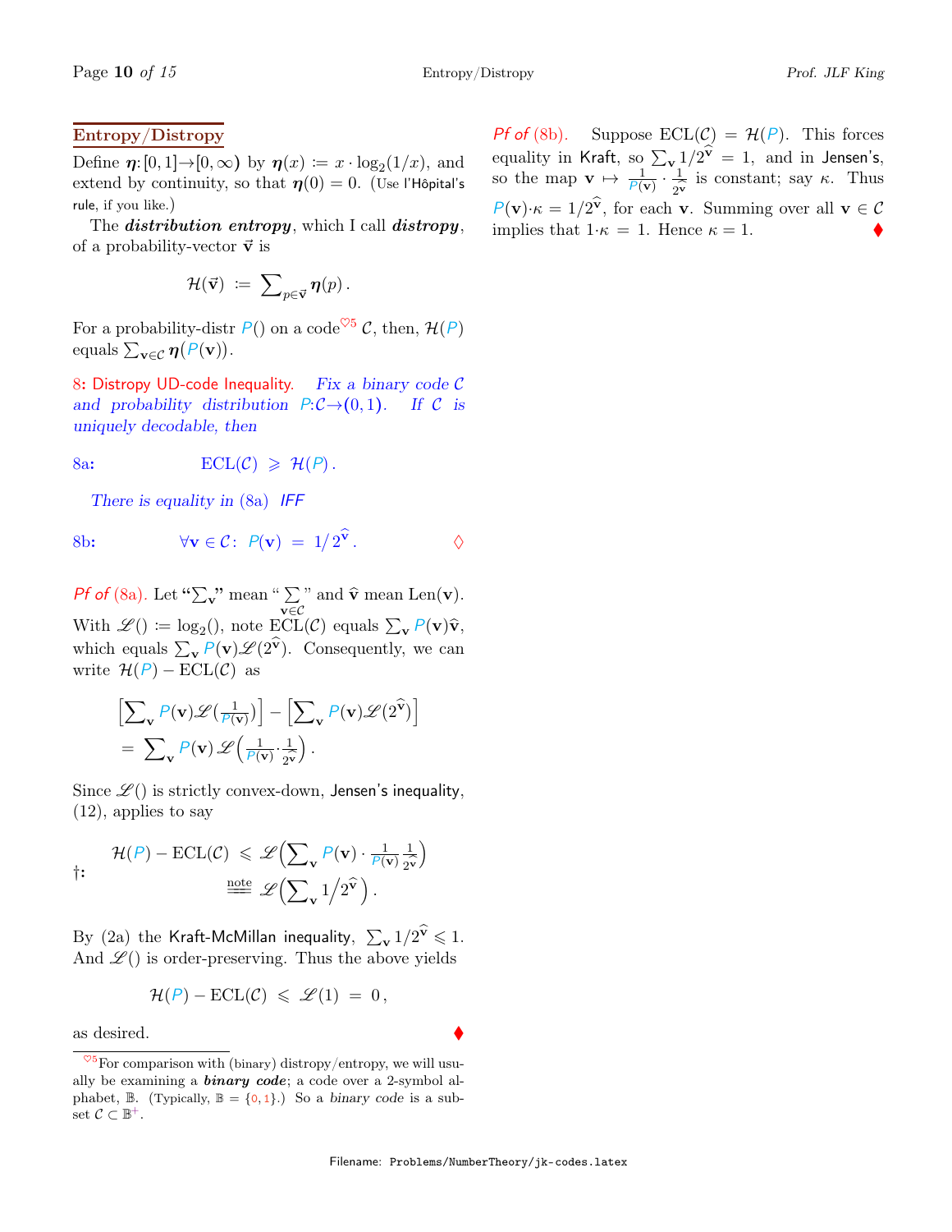## Entropy/Distropy

Define $\boldsymbol{\eta}: [0,1] \to [0,\infty)$ by $\boldsymbol{\eta}(x) := x \cdot \log_2(1/x)$, and extend by continuity, so that $\boldsymbol{\eta}(0) = 0$. (Use l'Hôpital's rule, if you like.)

The ***distribution entropy***, which I call ***distropy***, of a probability-vector $\vec{\mathbf{v}}$ is

$$\mathcal{H}(\vec{\mathbf{v}}) \;:=\; \sum_{p \in \vec{\mathbf{v}}} \boldsymbol{\eta}(p)\,.$$

For a probability-distr $P()$ on a code[♡5] $\mathcal{C}$, then, $\mathcal{H}(P)$ equals $\sum_{\mathbf{v} \in \mathcal{C}} \boldsymbol{\eta}(P(\mathbf{v}))$.

**8: Distropy UD-code Inequality.** *Fix a binary code $\mathcal{C}$ and probability distribution $P: \mathcal{C} \to (0,1)$. If $\mathcal{C}$ is uniquely decodable, then*

**8a:**
$$\mathrm{ECL}(\mathcal{C}) \;\geqslant\; \mathcal{H}(P)\,.$$

*There is equality in* (8a) *IFF*

**8b:**
$$\forall \mathbf{v} \in \mathcal{C}:\;\; P(\mathbf{v}) \;=\; 1/2^{\widehat{\mathbf{v}}}\,. \qquad \diamondsuit$$

*Pf of* (8a). Let "$\sum_{\mathbf{v}}$" mean "$\sum_{\mathbf{v} \in \mathcal{C}}$" and $\widehat{\mathbf{v}}$ mean $\mathrm{Len}(\mathbf{v})$. With $\mathscr{L}() := \log_2()$, note $\mathrm{ECL}(\mathcal{C})$ equals $\sum_{\mathbf{v}} P(\mathbf{v})\widehat{\mathbf{v}}$, which equals $\sum_{\mathbf{v}} P(\mathbf{v}) \mathscr{L}(2^{\widehat{\mathbf{v}}})$. Consequently, we can write $\mathcal{H}(P) - \mathrm{ECL}(\mathcal{C})$ as

$$\Big[\sum_{\mathbf{v}} P(\mathbf{v}) \mathscr{L}\big(\tfrac{1}{P(\mathbf{v})}\big)\Big] - \Big[\sum_{\mathbf{v}} P(\mathbf{v}) \mathscr{L}(2^{\widehat{\mathbf{v}}})\Big]$$
$$=\; \sum_{\mathbf{v}} P(\mathbf{v})\, \mathscr{L}\Big(\tfrac{1}{P(\mathbf{v})} \cdot \tfrac{1}{2^{\widehat{\mathbf{v}}}}\Big)\,.$$

Since $\mathscr{L}()$ is strictly convex-down, Jensen's inequality, (12), applies to say

$$\dagger: \quad \mathcal{H}(P) - \mathrm{ECL}(\mathcal{C}) \;\leqslant\; \mathscr{L}\Big(\sum_{\mathbf{v}} P(\mathbf{v}) \cdot \tfrac{1}{P(\mathbf{v})} \tfrac{1}{2^{\widehat{\mathbf{v}}}}\Big) \;\stackrel{\text{note}}{=\!=}\; \mathscr{L}\Big(\sum_{\mathbf{v}} 1\big/2^{\widehat{\mathbf{v}}}\Big)\,.$$

By (2a) the Kraft-McMillan inequality, $\sum_{\mathbf{v}} 1/2^{\widehat{\mathbf{v}}} \leqslant 1$. And $\mathscr{L}()$ is order-preserving. Thus the above yields

$$\mathcal{H}(P) - \mathrm{ECL}(\mathcal{C}) \;\leqslant\; \mathscr{L}(1) \;=\; 0\,,$$

as desired. ♦

*Pf of* (8b). Suppose $\mathrm{ECL}(\mathcal{C}) = \mathcal{H}(P)$. This forces equality in Kraft, so $\sum_{\mathbf{v}} 1/2^{\widehat{\mathbf{v}}} = 1$, and in Jensen's, so the map $\mathbf{v} \mapsto \frac{1}{P(\mathbf{v})} \cdot \frac{1}{2^{\widehat{\mathbf{v}}}}$ is constant; say $\kappa$. Thus $P(\mathbf{v}) \cdot \kappa = 1/2^{\widehat{\mathbf{v}}}$, for each $\mathbf{v}$. Summing over all $\mathbf{v} \in \mathcal{C}$ implies that $1 \cdot \kappa = 1$. Hence $\kappa = 1$. ♦

---

[♡5] For comparison with (binary) distropy/entropy, we will usually be examining a ***binary code***; a code over a 2-symbol alphabet, $\mathbb{B}$. (Typically, $\mathbb{B} = \{0, 1\}$.) So a *binary code* is a subset $\mathcal{C} \subset \mathbb{B}^+$.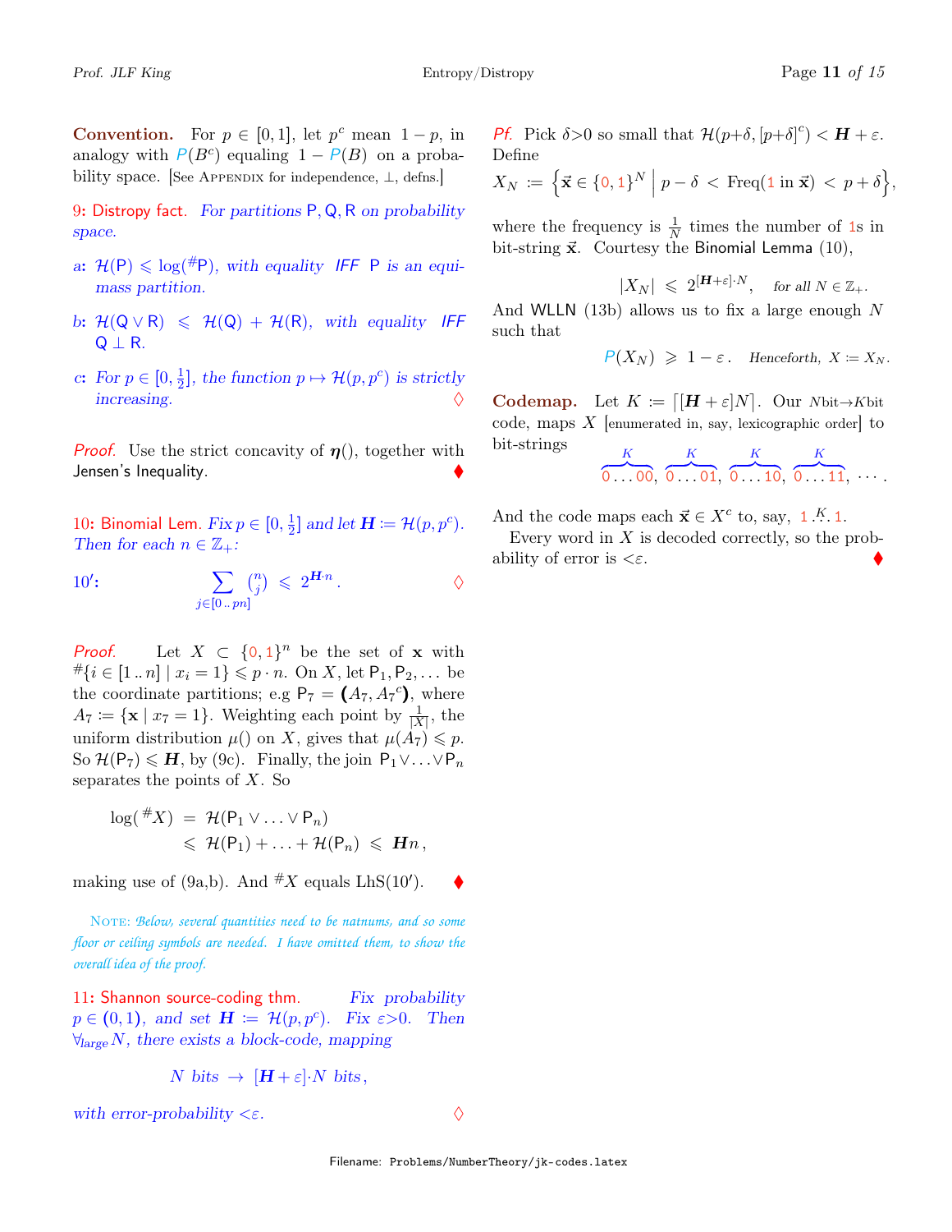**Convention.** For $p \in [0,1]$, let $p^c$ mean $1-p$, in analogy with $P(B^c)$ equaling $1 - P(B)$ on a probability space. [See APPENDIX for independence, $\perp$, defns.]

**9: Distropy fact.** *For partitions $\mathsf{P}, \mathsf{Q}, \mathsf{R}$ on probability space.*

**a:** *$\mathcal{H}(\mathsf{P}) \leqslant \log({}^{\#}\mathsf{P})$, with equality IFF $\mathsf{P}$ is an equi-mass partition.*

**b:** *$\mathcal{H}(\mathsf{Q} \vee \mathsf{R}) \leqslant \mathcal{H}(\mathsf{Q}) + \mathcal{H}(\mathsf{R})$, with equality IFF $\mathsf{Q} \perp \mathsf{R}$.*

**c:** *For $p \in [0, \frac{1}{2}]$, the function $p \mapsto \mathcal{H}(p, p^c)$ is strictly increasing.* ◇

*Proof.* Use the strict concavity of $\boldsymbol{\eta}()$, together with Jensen's Inequality. ♦

**10: Binomial Lem.** *Fix $p \in [0, \frac{1}{2}]$ and let $\boldsymbol{H} := \mathcal{H}(p, p^c)$. Then for each $n \in \mathbb{Z}_+$:*

**10′:**
$$\sum_{j \in [0..pn]} \binom{n}{j} \leqslant 2^{\boldsymbol{H} \cdot n}.$$
◇

*Proof.* Let $X \subset \{0,1\}^n$ be the set of $\mathbf{x}$ with ${}^{\#}\{i \in [1..n] \mid x_i = 1\} \leqslant p \cdot n$. On $X$, let $\mathsf{P}_1, \mathsf{P}_2, \ldots$ be the coordinate partitions; e.g $\mathsf{P}_7 = (A_7, {A_7}^c)$, where $A_7 := \{\mathbf{x} \mid x_7 = 1\}$. Weighting each point by $\frac{1}{|X|}$, the uniform distribution $\mu()$ on $X$, gives that $\mu(A_7) \leqslant p$. So $\mathcal{H}(\mathsf{P}_7) \leqslant \boldsymbol{H}$, by (9c). Finally, the join $\mathsf{P}_1 \vee \ldots \vee \mathsf{P}_n$ separates the points of $X$. So

$$\log({}^{\#}X) = \mathcal{H}(\mathsf{P}_1 \vee \ldots \vee \mathsf{P}_n)$$
$$\leqslant \mathcal{H}(\mathsf{P}_1) + \ldots + \mathcal{H}(\mathsf{P}_n) \leqslant \boldsymbol{H} n,$$

making use of (9a,b). And ${}^{\#}X$ equals LhS(10′). ♦

NOTE: *Below, several quantities need to be natnums, and so some floor or ceiling symbols are needed. I have omitted them, to show the overall idea of the proof.*

**11: Shannon source-coding thm.** *Fix probability $p \in (0,1)$, and set $\boldsymbol{H} := \mathcal{H}(p, p^c)$. Fix $\varepsilon > 0$. Then $\forall_{\text{large}} N$, there exists a block-code, mapping*

$$N \text{ bits} \rightarrow [\boldsymbol{H} + \varepsilon] \cdot N \text{ bits},$$

*with error-probability $< \varepsilon$.* ◇

*Pf.* Pick $\delta > 0$ so small that $\mathcal{H}(p+\delta, [p+\delta]^c) < \boldsymbol{H} + \varepsilon$. Define

$$X_N := \Big\{ \vec{\mathbf{x}} \in \{0,1\}^N \;\Big|\; p - \delta < \operatorname{Freq}(1 \text{ in } \vec{\mathbf{x}}) < p + \delta \Big\},$$

where the frequency is $\frac{1}{N}$ times the number of 1s in bit-string $\vec{\mathbf{x}}$. Courtesy the Binomial Lemma (10),

$$|X_N| \leqslant 2^{[\boldsymbol{H}+\varepsilon] \cdot N}, \quad \textit{for all } N \in \mathbb{Z}_+.$$

And WLLN (13b) allows us to fix a large enough $N$ such that

$$P(X_N) \geqslant 1 - \varepsilon. \quad \textit{Henceforth, } X := X_N.$$

**Codemap.** Let $K := \lceil [\boldsymbol{H} + \varepsilon] N \rceil$. Our $N$bit$\to K$bit code, maps $X$ [enumerated in, say, lexicographic order] to bit-strings

$$\overbrace{0\ldots00}^{K},\ \overbrace{0\ldots01}^{K},\ \overbrace{0\ldots10}^{K},\ \overbrace{0\ldots11}^{K},\ \ldots.$$

And the code maps each $\vec{\mathbf{x}} \in X^c$ to, say, $1 \overset{K}{\ldots} 1$.

Every word in $X$ is decoded correctly, so the probability of error is $< \varepsilon$. ♦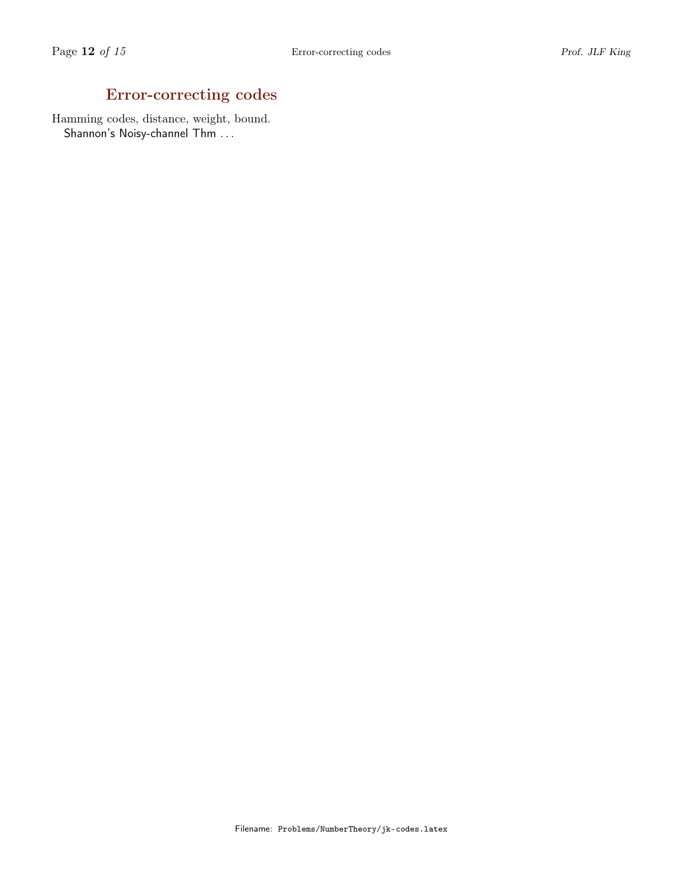## Error-correcting codes

Hamming codes, distance, weight, bound.
Shannon's Noisy-channel Thm . . .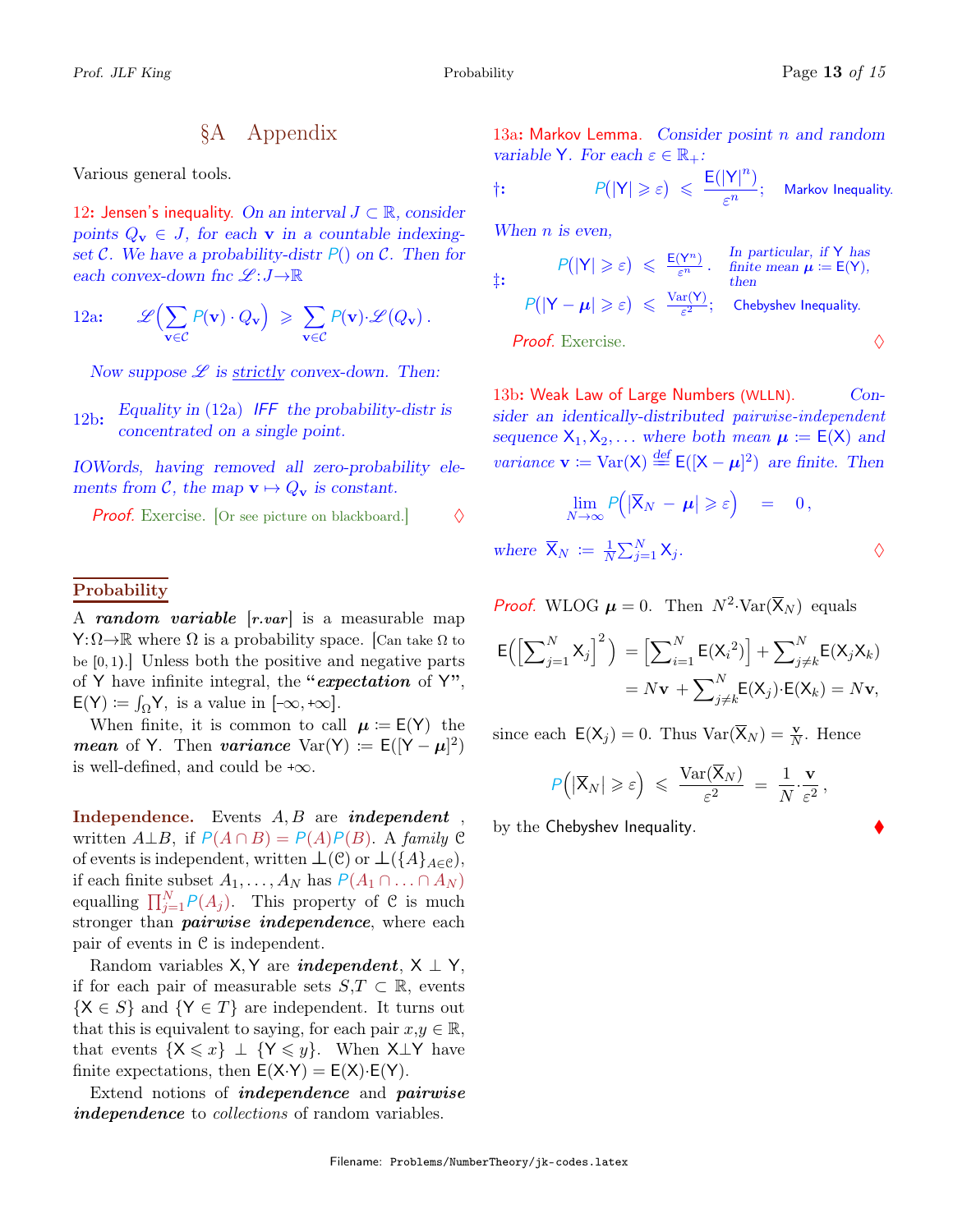# §A Appendix

Various general tools.

**12: Jensen's inequality.** *On an interval $J \subset \mathbb{R}$, consider points $Q_{\mathbf{v}} \in J$, for each $\mathbf{v}$ in a countable indexing-set $\mathcal{C}$. We have a probability-distr $P()$ on $\mathcal{C}$. Then for each convex-down fnc $\mathscr{L}: J \to \mathbb{R}$*

12a:
$$\mathscr{L}\Big(\sum_{\mathbf{v}\in\mathcal{C}} P(\mathbf{v}) \cdot Q_{\mathbf{v}}\Big) \geqslant \sum_{\mathbf{v}\in\mathcal{C}} P(\mathbf{v}) \cdot \mathscr{L}(Q_{\mathbf{v}}).$$

*Now suppose $\mathscr{L}$ is strictly convex-down. Then:*

12b: *Equality in (12a) IFF the probability-distr is concentrated on a single point.*

*IOWords, having removed all zero-probability elements from $\mathcal{C}$, the map $\mathbf{v} \mapsto Q_{\mathbf{v}}$ is constant.*

*Proof.* Exercise. [Or see picture on blackboard.] ◊

## Probability

A ***random variable*** [*r.var*] is a measurable map $\mathsf{Y}: \Omega \to \mathbb{R}$ where $\Omega$ is a probability space. [Can take $\Omega$ to be $[0,1)$.] Unless both the positive and negative parts of $\mathsf{Y}$ have infinite integral, the "***expectation*** of $\mathsf{Y}$", $\mathsf{E}(\mathsf{Y}) := \int_\Omega \mathsf{Y}$, is a value in $[-\infty, +\infty]$.

When finite, it is common to call $\boldsymbol{\mu} := \mathsf{E}(\mathsf{Y})$ the ***mean*** of $\mathsf{Y}$. Then ***variance*** $\mathrm{Var}(\mathsf{Y}) := \mathsf{E}([\mathsf{Y} - \boldsymbol{\mu}]^2)$ is well-defined, and could be $+\infty$.

**Independence.** Events $A, B$ are ***independent*** , written $A \perp B$, if $P(A \cap B) = P(A)P(B)$. A *family* $\mathfrak{C}$ of events is independent, written $\perp(\mathfrak{C})$ or $\perp(\{A\}_{A\in\mathfrak{C}})$, if each finite subset $A_1, \ldots, A_N$ has $P(A_1 \cap \ldots \cap A_N)$ equalling $\prod_{j=1}^{N} P(A_j)$. This property of $\mathfrak{C}$ is much stronger than ***pairwise independence***, where each pair of events in $\mathfrak{C}$ is independent.

Random variables $\mathsf{X}, \mathsf{Y}$ are ***independent***, $\mathsf{X} \perp \mathsf{Y}$, if for each pair of measurable sets $S, T \subset \mathbb{R}$, events $\{\mathsf{X} \in S\}$ and $\{\mathsf{Y} \in T\}$ are independent. It turns out that this is equivalent to saying, for each pair $x, y \in \mathbb{R}$, that events $\{\mathsf{X} \leqslant x\} \perp \{\mathsf{Y} \leqslant y\}$. When $\mathsf{X} \perp \mathsf{Y}$ have finite expectations, then $\mathsf{E}(\mathsf{X} \cdot \mathsf{Y}) = \mathsf{E}(\mathsf{X}) \cdot \mathsf{E}(\mathsf{Y})$.

Extend notions of ***independence*** and ***pairwise independence*** to *collections* of random variables.

**13a: Markov Lemma.** *Consider posint $n$ and random variable $\mathsf{Y}$. For each $\varepsilon \in \mathbb{R}_+$:*

†:
$$P(|\mathsf{Y}| \geqslant \varepsilon) \leqslant \frac{\mathsf{E}(|\mathsf{Y}|^n)}{\varepsilon^n}; \qquad \text{Markov Inequality.}$$

*When $n$ is even,*

‡:
$$P(|\mathsf{Y}| \geqslant \varepsilon) \leqslant \frac{\mathsf{E}(\mathsf{Y}^n)}{\varepsilon^n}. \qquad \textit{In particular, if } \mathsf{Y} \textit{ has finite mean } \boldsymbol{\mu} := \mathsf{E}(\mathsf{Y}), \textit{ then}$$
$$P(|\mathsf{Y} - \boldsymbol{\mu}| \geqslant \varepsilon) \leqslant \frac{\mathrm{Var}(\mathsf{Y})}{\varepsilon^2}; \qquad \text{Chebyshev Inequality.}$$

*Proof.* Exercise. ◊

**13b: Weak Law of Large Numbers (WLLN).** *Consider an identically-distributed pairwise-independent sequence $\mathsf{X}_1, \mathsf{X}_2, \ldots$ where both mean $\boldsymbol{\mu} := \mathsf{E}(\mathsf{X})$ and variance $\mathbf{v} := \mathrm{Var}(\mathsf{X}) \stackrel{\text{def}}{=} \mathsf{E}([\mathsf{X} - \boldsymbol{\mu}]^2)$ are finite. Then*

$$\lim_{N\to\infty} P\Big(|\overline{\mathsf{X}}_N - \boldsymbol{\mu}| \geqslant \varepsilon\Big) = 0,$$

*where $\overline{\mathsf{X}}_N := \frac{1}{N}\sum_{j=1}^{N} \mathsf{X}_j$.* ◊

*Proof.* WLOG $\boldsymbol{\mu} = 0$. Then $N^2 \cdot \mathrm{Var}(\overline{\mathsf{X}}_N)$ equals

$$\mathsf{E}\Big(\Big[\sum_{j=1}^{N} \mathsf{X}_j\Big]^2\Big) = \Big[\sum_{i=1}^{N} \mathsf{E}(\mathsf{X}_i{}^2)\Big] + \sum_{j\neq k}^{N} \mathsf{E}(\mathsf{X}_j \mathsf{X}_k)$$
$$= N\mathbf{v} + \sum_{j\neq k}^{N} \mathsf{E}(\mathsf{X}_j) \cdot \mathsf{E}(\mathsf{X}_k) = N\mathbf{v},$$

since each $\mathsf{E}(\mathsf{X}_j) = 0$. Thus $\mathrm{Var}(\overline{\mathsf{X}}_N) = \frac{\mathbf{v}}{N}$. Hence

$$P\Big(|\overline{\mathsf{X}}_N| \geqslant \varepsilon\Big) \leqslant \frac{\mathrm{Var}(\overline{\mathsf{X}}_N)}{\varepsilon^2} = \frac{1}{N} \cdot \frac{\mathbf{v}}{\varepsilon^2},$$

by the Chebyshev Inequality. ♦

Filename: Problems/NumberTheory/jk-codes.latex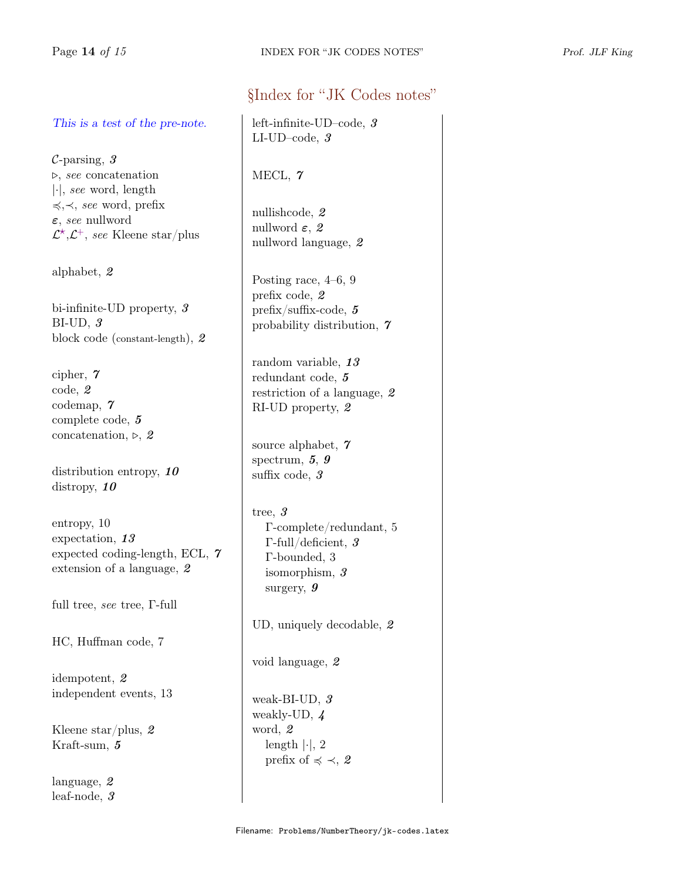## §Index for "JK Codes notes"

*This is a test of the pre-note.*

$\mathcal{C}$-parsing, ***3***
$\triangleright$, *see* concatenation
$|\cdot|$, *see* word, length
$\preccurlyeq$,$\prec$, *see* word, prefix
$\boldsymbol{\varepsilon}$, *see* nullword
$\mathcal{L}^{\star}$,$\mathcal{L}^{+}$, *see* Kleene star/plus

alphabet, ***2***

bi-infinite-UD property, ***3***
BI-UD, ***3***
block code (constant-length), ***2***

cipher, ***7***
code, ***2***
codemap, ***7***
complete code, ***5***
concatenation, $\triangleright$, ***2***

distribution entropy, ***10***
distropy, ***10***

entropy, 10
expectation, ***13***
expected coding-length, ECL, ***7***
extension of a language, ***2***

full tree, *see* tree, Γ-full

HC, Huffman code, 7

idempotent, ***2***
independent events, 13

Kleene star/plus, ***2***
Kraft-sum, ***5***

language, ***2***
leaf-node, ***3***

left-infinite-UD–code, ***3***
LI-UD–code, ***3***

MECL, ***7***

nullishcode, ***2***
nullword $\boldsymbol{\varepsilon}$, ***2***
nullword language, ***2***

Posting race, 4–6, 9
prefix code, ***2***
prefix/suffix-code, ***5***
probability distribution, ***7***

random variable, ***13***
redundant code, ***5***
restriction of a language, ***2***
RI-UD property, ***2***

source alphabet, ***7***
spectrum, ***5***, ***9***
suffix code, ***3***

tree, ***3***
- Γ-complete/redundant, 5
- Γ-full/deficient, ***3***
- Γ-bounded, 3
- isomorphism, ***3***
- surgery, ***9***

UD, uniquely decodable, ***2***

void language, ***2***

weak-BI-UD, ***3***
weakly-UD, ***4***
word, ***2***
- length $|\cdot|$, 2
- prefix of $\preccurlyeq$ $\prec$, ***2***

Filename: `Problems/NumberTheory/jk-codes.latex`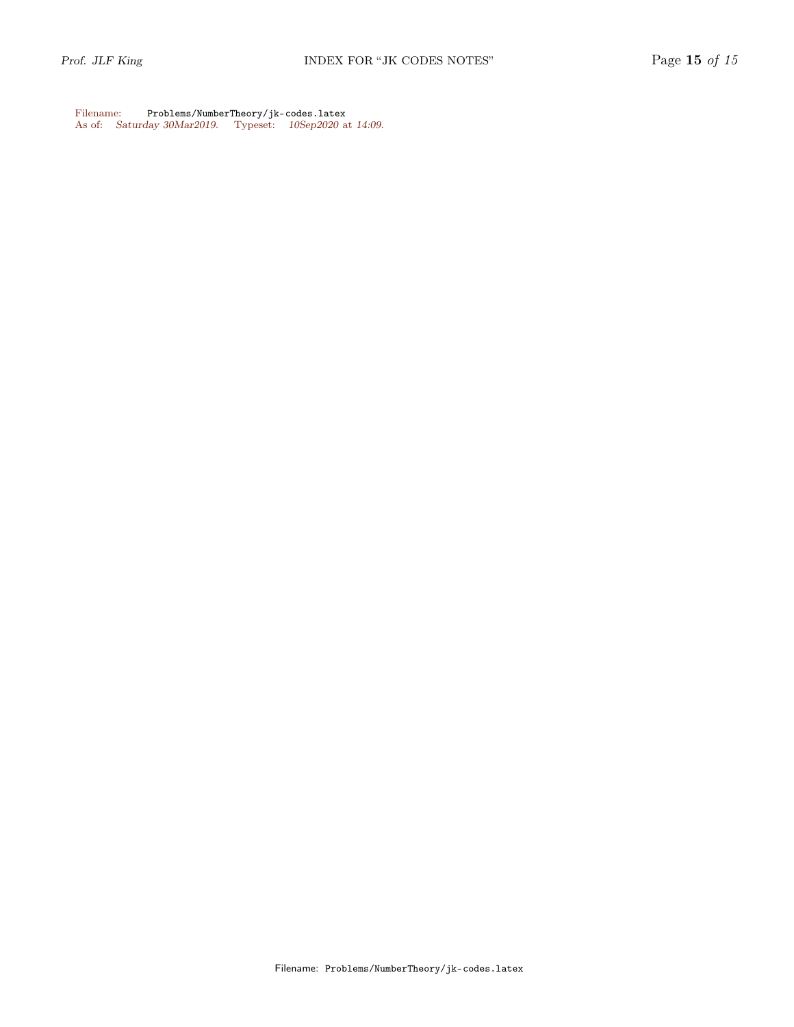Filename: Problems/NumberTheory/jk-codes.latex
As of: *Saturday 30Mar2019.* Typeset: *10Sep2020* at *14:09.*